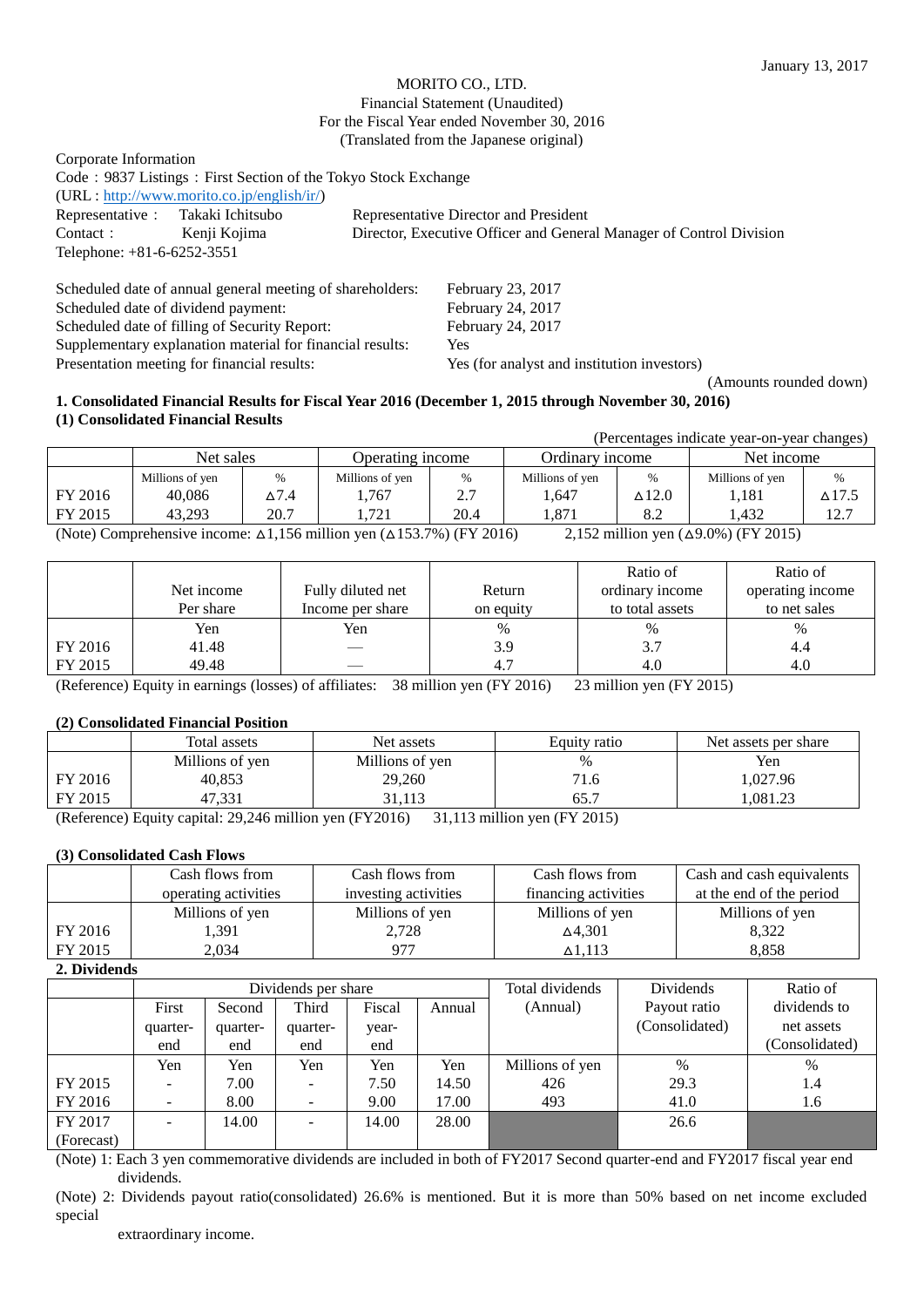January 13, 2017

MORITO CO., LTD.
Financial Statement (Unaudited)
For the Fiscal Year ended November 30, 2016
(Translated from the Japanese original)

Corporate Information
Code：9837 Listings：First Section of the Tokyo Stock Exchange
(URL : http://www.morito.co.jp/english/ir/)

| | | |
|---|---|---|
| Representative： | Takaki Ichitsubo | Representative Director and President |
| Contact： | Kenji Kojima | Director, Executive Officer and General Manager of Control Division |

Telephone: +81-6-6252-3551

| | |
|---|---|
| Scheduled date of annual general meeting of shareholders: | February 23, 2017 |
| Scheduled date of dividend payment: | February 24, 2017 |
| Scheduled date of filling of Security Report: | February 24, 2017 |
| Supplementary explanation material for financial results: | Yes |
| Presentation meeting for financial results: | Yes (for analyst and institution investors) |

(Amounts rounded down)

## 1. Consolidated Financial Results for Fiscal Year 2016 (December 1, 2015 through November 30, 2016)

### (1) Consolidated Financial Results

(Percentages indicate year-on-year changes)

| | Net sales | | Operating income | | Ordinary income | | Net income | |
|---|---|---|---|---|---|---|---|---|
| | Millions of yen | % | Millions of yen | % | Millions of yen | % | Millions of yen | % |
| FY 2016 | 40,086 | ∆7.4 | 1,767 | 2.7 | 1,647 | ∆12.0 | 1,181 | ∆17.5 |
| FY 2015 | 43,293 | 20.7 | 1,721 | 20.4 | 1,871 | 8.2 | 1,432 | 12.7 |

(Note) Comprehensive income: ∆1,156 million yen (∆153.7%) (FY 2016)    2,152 million yen (∆9.0%) (FY 2015)

| | Net income Per share | Fully diluted net Income per share | Return on equity | Ratio of ordinary income to total assets | Ratio of operating income to net sales |
|---|---|---|---|---|---|
| | Yen | Yen | % | % | % |
| FY 2016 | 41.48 | — | 3.9 | 3.7 | 4.4 |
| FY 2015 | 49.48 | — | 4.7 | 4.0 | 4.0 |

(Reference) Equity in earnings (losses) of affiliates:  38 million yen (FY 2016)  23 million yen (FY 2015)

### (2) Consolidated Financial Position

| | Total assets | Net assets | Equity ratio | Net assets per share |
|---|---|---|---|---|
| | Millions of yen | Millions of yen | % | Yen |
| FY 2016 | 40,853 | 29,260 | 71.6 | 1,027.96 |
| FY 2015 | 47,331 | 31,113 | 65.7 | 1,081.23 |

(Reference) Equity capital: 29,246 million yen (FY2016)  31,113 million yen (FY 2015)

### (3) Consolidated Cash Flows

| | Cash flows from operating activities | Cash flows from investing activities | Cash flows from financing activities | Cash and cash equivalents at the end of the period |
|---|---|---|---|---|
| | Millions of yen | Millions of yen | Millions of yen | Millions of yen |
| FY 2016 | 1,391 | 2,728 | ∆4,301 | 8,322 |
| FY 2015 | 2,034 | 977 | ∆1,113 | 8,858 |

## 2. Dividends

| | Dividends per share | | | | | Total dividends (Annual) | Dividends Payout ratio (Consolidated) | Ratio of dividends to net assets (Consolidated) |
|---|---|---|---|---|---|---|---|---|
| | First quarter-end | Second quarter-end | Third quarter-end | Fiscal year-end | Annual | | | |
| | Yen | Yen | Yen | Yen | Yen | Millions of yen | % | % |
| FY 2015 | - | 7.00 | - | 7.50 | 14.50 | 426 | 29.3 | 1.4 |
| FY 2016 | - | 8.00 | - | 9.00 | 17.00 | 493 | 41.0 | 1.6 |
| FY 2017 (Forecast) | - | 14.00 | - | 14.00 | 28.00 | | 26.6 | |

(Note) 1: Each 3 yen commemorative dividends are included in both of FY2017 Second quarter-end and FY2017 fiscal year end dividends.

(Note) 2: Dividends payout ratio(consolidated) 26.6% is mentioned. But it is more than 50% based on net income excluded special extraordinary income.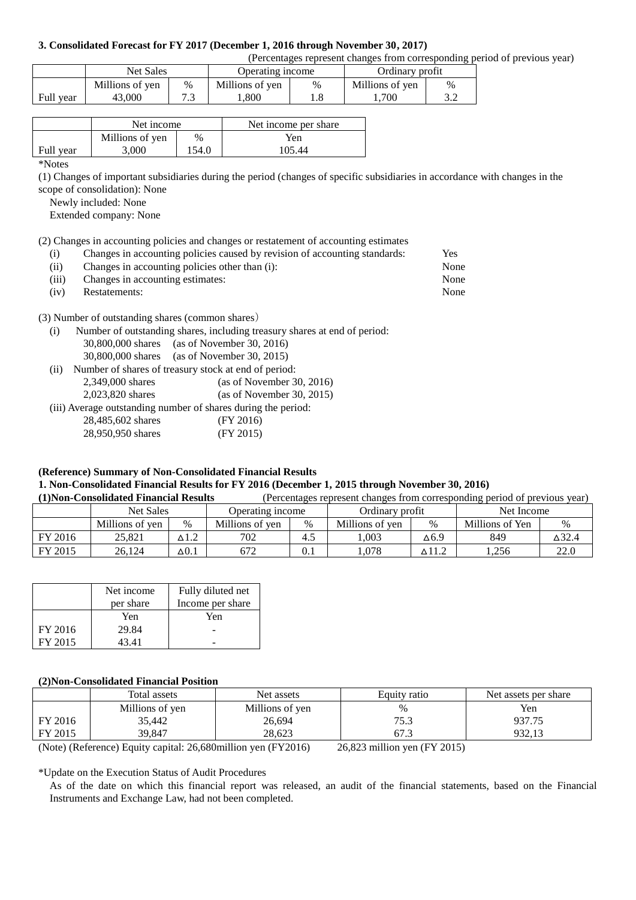**3. Consolidated Forecast for FY 2017 (December 1, 2016 through November 30, 2017)**

(Percentages represent changes from corresponding period of previous year)

| | Net Sales | | Operating income | | Ordinary profit | |
|---|---|---|---|---|---|---|
| | Millions of yen | % | Millions of yen | % | Millions of yen | % |
| Full year | 43,000 | 7.3 | 1,800 | 1.8 | 1,700 | 3.2 |

| | Net income | | Net income per share |
|---|---|---|---|
| | Millions of yen | % | Yen |
| Full year | 3,000 | 154.0 | 105.44 |

*Notes

(1) Changes of important subsidiaries during the period (changes of specific subsidiaries in accordance with changes in the scope of consolidation): None

Newly included: None

Extended company: None

(2) Changes in accounting policies and changes or restatement of accounting estimates

| | | |
|---|---|---|
| (i) | Changes in accounting policies caused by revision of accounting standards: | Yes |
| (ii) | Changes in accounting policies other than (i): | None |
| (iii) | Changes in accounting estimates: | None |
| (iv) | Restatements: | None |

(3) Number of outstanding shares (common shares)

(i) Number of outstanding shares, including treasury shares at end of period:
- 30,800,000 shares (as of November 30, 2016)
- 30,800,000 shares (as of November 30, 2015)

(ii) Number of shares of treasury stock at end of period:
- 2,349,000 shares (as of November 30, 2016)
- 2,023,820 shares (as of November 30, 2015)

(iii) Average outstanding number of shares during the period:
- 28,485,602 shares (FY 2016)
- 28,950,950 shares (FY 2015)

**(Reference) Summary of Non-Consolidated Financial Results**

**1. Non-Consolidated Financial Results for FY 2016 (December 1, 2015 through November 30, 2016)**

**(1)Non-Consolidated Financial Results** (Percentages represent changes from corresponding period of previous year)

| | Net Sales | | Operating income | | Ordinary profit | | Net Income | |
|---|---|---|---|---|---|---|---|---|
| | Millions of yen | % | Millions of yen | % | Millions of yen | % | Millions of Yen | % |
| FY 2016 | 25,821 | △1.2 | 702 | 4.5 | 1,003 | △6.9 | 849 | △32.4 |
| FY 2015 | 26,124 | △0.1 | 672 | 0.1 | 1,078 | △11.2 | 1,256 | 22.0 |

| | Net income per share | Fully diluted net Income per share |
|---|---|---|
| | Yen | Yen |
| FY 2016 | 29.84 | - |
| FY 2015 | 43.41 | - |

**(2)Non-Consolidated Financial Position**

| | Total assets | Net assets | Equity ratio | Net assets per share |
|---|---|---|---|---|
| | Millions of yen | Millions of yen | % | Yen |
| FY 2016 | 35,442 | 26,694 | 75.3 | 937.75 |
| FY 2015 | 39,847 | 28,623 | 67.3 | 932,13 |

(Note) (Reference) Equity capital: 26,680million yen (FY2016) 26,823 million yen (FY 2015)

*Update on the Execution Status of Audit Procedures

As of the date on which this financial report was released, an audit of the financial statements, based on the Financial Instruments and Exchange Law, had not been completed.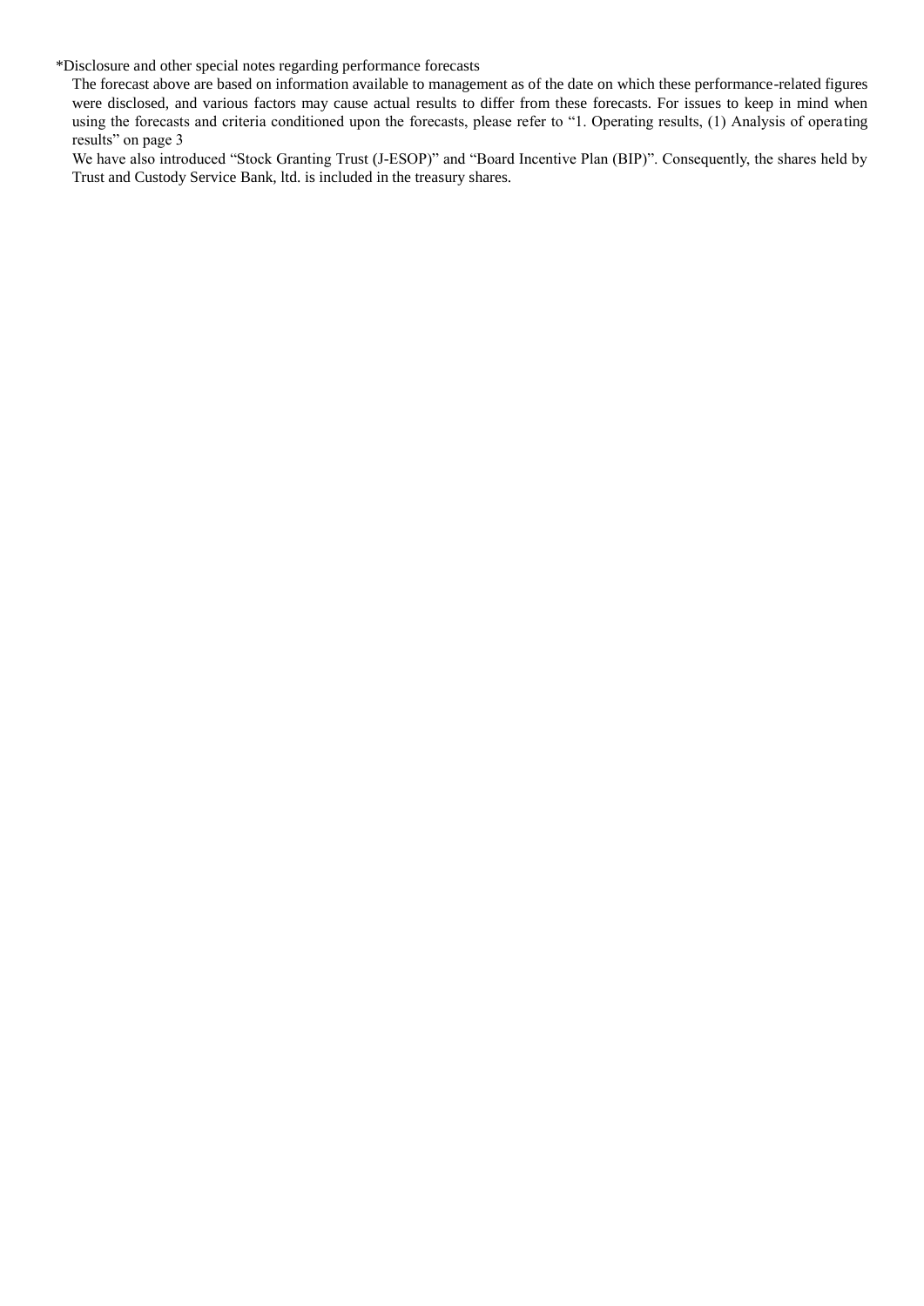*Disclosure and other special notes regarding performance forecasts

The forecast above are based on information available to management as of the date on which these performance-related figures were disclosed, and various factors may cause actual results to differ from these forecasts. For issues to keep in mind when using the forecasts and criteria conditioned upon the forecasts, please refer to "1. Operating results, (1) Analysis of operating results" on page 3

We have also introduced "Stock Granting Trust (J-ESOP)" and "Board Incentive Plan (BIP)". Consequently, the shares held by Trust and Custody Service Bank, ltd. is included in the treasury shares.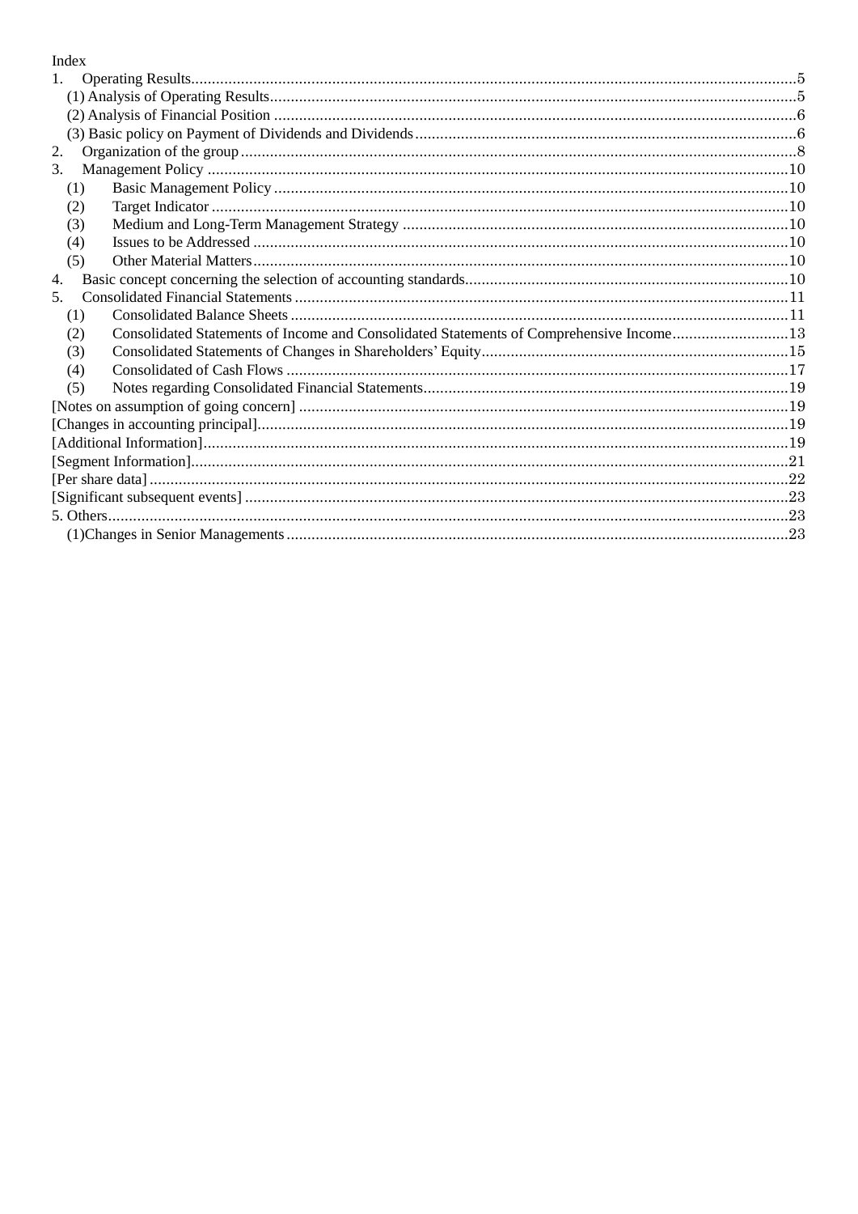Index

1. Operating Results....5
   - (1) Analysis of Operating Results....5
   - (2) Analysis of Financial Position....6
   - (3) Basic policy on Payment of Dividends and Dividends....6
2. Organization of the group....8
3. Management Policy....10
   - (1) Basic Management Policy....10
   - (2) Target Indicator....10
   - (3) Medium and Long-Term Management Strategy....10
   - (4) Issues to be Addressed....10
   - (5) Other Material Matters....10
4. Basic concept concerning the selection of accounting standards....10
5. Consolidated Financial Statements....11
   - (1) Consolidated Balance Sheets....11
   - (2) Consolidated Statements of Income and Consolidated Statements of Comprehensive Income....13
   - (3) Consolidated Statements of Changes in Shareholders' Equity....15
   - (4) Consolidated of Cash Flows....17
   - (5) Notes regarding Consolidated Financial Statements....19

[Notes on assumption of going concern]....19

[Changes in accounting principal]....19

[Additional Information]....19

[Segment Information]....21

[Per share data]....22

[Significant subsequent events]....23

5. Others....23
   - (1)Changes in Senior Managements....23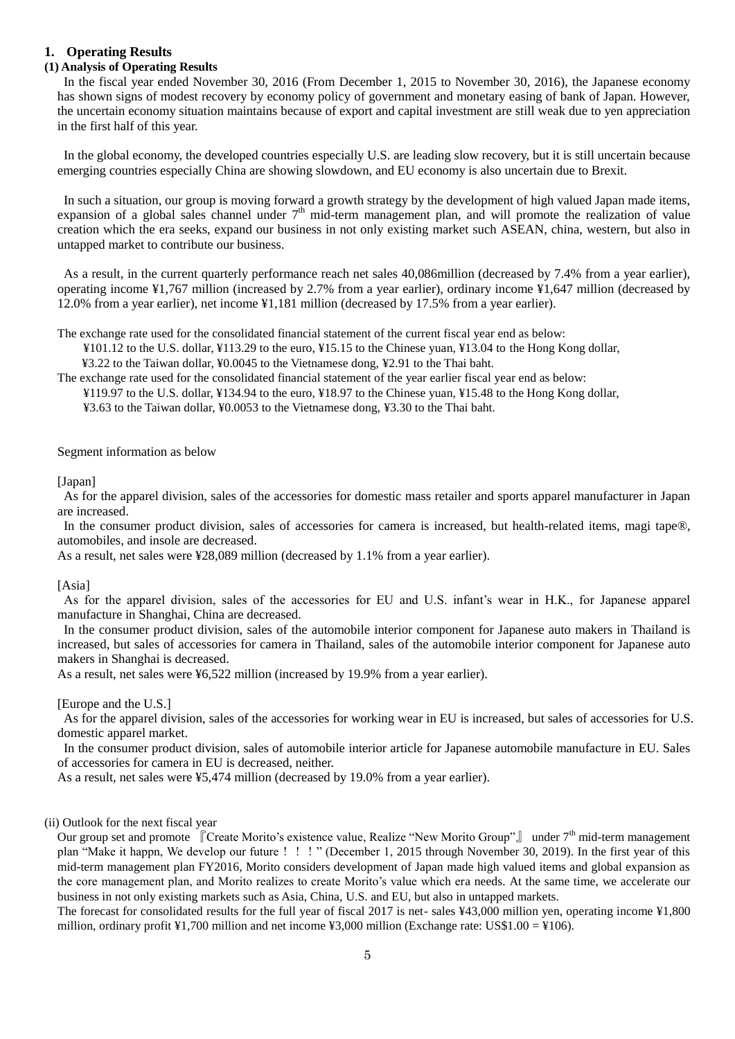## 1. Operating Results

### (1) Analysis of Operating Results

In the fiscal year ended November 30, 2016 (From December 1, 2015 to November 30, 2016), the Japanese economy has shown signs of modest recovery by economy policy of government and monetary easing of bank of Japan. However, the uncertain economy situation maintains because of export and capital investment are still weak due to yen appreciation in the first half of this year.

In the global economy, the developed countries especially U.S. are leading slow recovery, but it is still uncertain because emerging countries especially China are showing slowdown, and EU economy is also uncertain due to Brexit.

In such a situation, our group is moving forward a growth strategy by the development of high valued Japan made items, expansion of a global sales channel under 7th mid-term management plan, and will promote the realization of value creation which the era seeks, expand our business in not only existing market such ASEAN, china, western, but also in untapped market to contribute our business.

As a result, in the current quarterly performance reach net sales 40,086million (decreased by 7.4% from a year earlier), operating income ¥1,767 million (increased by 2.7% from a year earlier), ordinary income ¥1,647 million (decreased by 12.0% from a year earlier), net income ¥1,181 million (decreased by 17.5% from a year earlier).

The exchange rate used for the consolidated financial statement of the current fiscal year end as below:
¥101.12 to the U.S. dollar, ¥113.29 to the euro, ¥15.15 to the Chinese yuan, ¥13.04 to the Hong Kong dollar, ¥3.22 to the Taiwan dollar, ¥0.0045 to the Vietnamese dong, ¥2.91 to the Thai baht.
The exchange rate used for the consolidated financial statement of the year earlier fiscal year end as below:
¥119.97 to the U.S. dollar, ¥134.94 to the euro, ¥18.97 to the Chinese yuan, ¥15.48 to the Hong Kong dollar, ¥3.63 to the Taiwan dollar, ¥0.0053 to the Vietnamese dong, ¥3.30 to the Thai baht.

Segment information as below

[Japan]

As for the apparel division, sales of the accessories for domestic mass retailer and sports apparel manufacturer in Japan are increased.

In the consumer product division, sales of accessories for camera is increased, but health-related items, magi tape®, automobiles, and insole are decreased.

As a result, net sales were ¥28,089 million (decreased by 1.1% from a year earlier).

[Asia]

As for the apparel division, sales of the accessories for EU and U.S. infant's wear in H.K., for Japanese apparel manufacture in Shanghai, China are decreased.

In the consumer product division, sales of the automobile interior component for Japanese auto makers in Thailand is increased, but sales of accessories for camera in Thailand, sales of the automobile interior component for Japanese auto makers in Shanghai is decreased.

As a result, net sales were ¥6,522 million (increased by 19.9% from a year earlier).

[Europe and the U.S.]

As for the apparel division, sales of the accessories for working wear in EU is increased, but sales of accessories for U.S. domestic apparel market.

In the consumer product division, sales of automobile interior article for Japanese automobile manufacture in EU. Sales of accessories for camera in EU is decreased, neither.

As a result, net sales were ¥5,474 million (decreased by 19.0% from a year earlier).

(ii) Outlook for the next fiscal year

Our group set and promote 『Create Morito's existence value, Realize "New Morito Group"』 under 7th mid-term management plan "Make it happn, We develop our future！！！" (December 1, 2015 through November 30, 2019). In the first year of this mid-term management plan FY2016, Morito considers development of Japan made high valued items and global expansion as the core management plan, and Morito realizes to create Morito's value which era needs. At the same time, we accelerate our business in not only existing markets such as Asia, China, U.S. and EU, but also in untapped markets.

The forecast for consolidated results for the full year of fiscal 2017 is net- sales ¥43,000 million yen, operating income ¥1,800 million, ordinary profit ¥1,700 million and net income ¥3,000 million (Exchange rate: US$1.00 = ¥106).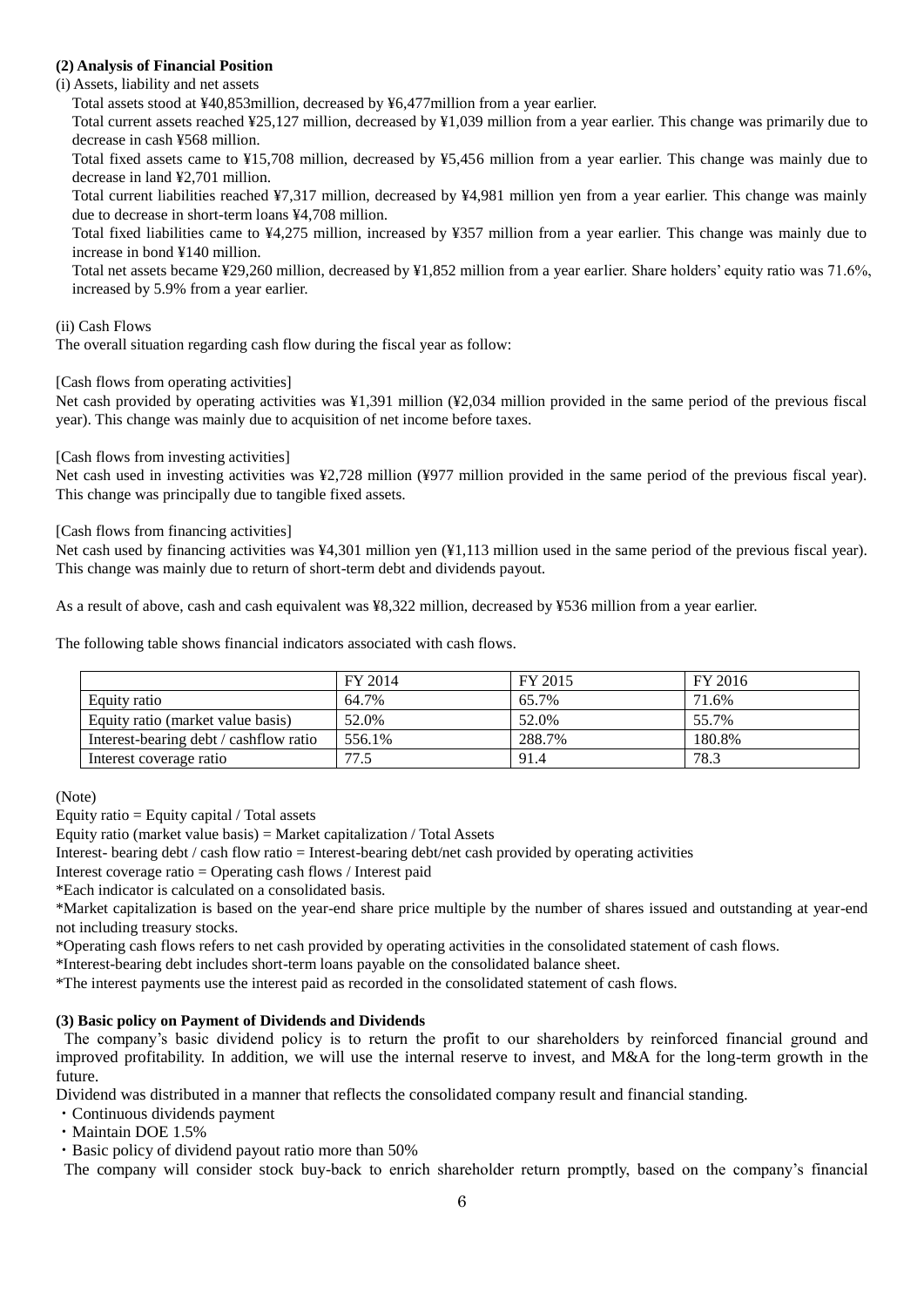**(2) Analysis of Financial Position**

(i) Assets, liability and net assets

Total assets stood at ¥40,853million, decreased by ¥6,477million from a year earlier.

Total current assets reached ¥25,127 million, decreased by ¥1,039 million from a year earlier. This change was primarily due to decrease in cash ¥568 million.

Total fixed assets came to ¥15,708 million, decreased by ¥5,456 million from a year earlier. This change was mainly due to decrease in land ¥2,701 million.

Total current liabilities reached ¥7,317 million, decreased by ¥4,981 million yen from a year earlier. This change was mainly due to decrease in short-term loans ¥4,708 million.

Total fixed liabilities came to ¥4,275 million, increased by ¥357 million from a year earlier. This change was mainly due to increase in bond ¥140 million.

Total net assets became ¥29,260 million, decreased by ¥1,852 million from a year earlier. Share holders' equity ratio was 71.6%, increased by 5.9% from a year earlier.

(ii) Cash Flows

The overall situation regarding cash flow during the fiscal year as follow:

[Cash flows from operating activities]

Net cash provided by operating activities was ¥1,391 million (¥2,034 million provided in the same period of the previous fiscal year). This change was mainly due to acquisition of net income before taxes.

[Cash flows from investing activities]

Net cash used in investing activities was ¥2,728 million (¥977 million provided in the same period of the previous fiscal year). This change was principally due to tangible fixed assets.

[Cash flows from financing activities]

Net cash used by financing activities was ¥4,301 million yen (¥1,113 million used in the same period of the previous fiscal year). This change was mainly due to return of short-term debt and dividends payout.

As a result of above, cash and cash equivalent was ¥8,322 million, decreased by ¥536 million from a year earlier.

The following table shows financial indicators associated with cash flows.

| | FY 2014 | FY 2015 | FY 2016 |
|---|---|---|---|
| Equity ratio | 64.7% | 65.7% | 71.6% |
| Equity ratio (market value basis) | 52.0% | 52.0% | 55.7% |
| Interest-bearing debt / cashflow ratio | 556.1% | 288.7% | 180.8% |
| Interest coverage ratio | 77.5 | 91.4 | 78.3 |

(Note)

Equity ratio = Equity capital / Total assets

Equity ratio (market value basis) = Market capitalization / Total Assets

Interest- bearing debt / cash flow ratio = Interest-bearing debt/net cash provided by operating activities

Interest coverage ratio = Operating cash flows / Interest paid

*Each indicator is calculated on a consolidated basis.

*Market capitalization is based on the year-end share price multiple by the number of shares issued and outstanding at year-end not including treasury stocks.

*Operating cash flows refers to net cash provided by operating activities in the consolidated statement of cash flows.

*Interest-bearing debt includes short-term loans payable on the consolidated balance sheet.

*The interest payments use the interest paid as recorded in the consolidated statement of cash flows.

**(3) Basic policy on Payment of Dividends and Dividends**

The company's basic dividend policy is to return the profit to our shareholders by reinforced financial ground and improved profitability. In addition, we will use the internal reserve to invest, and M&A for the long-term growth in the future.

Dividend was distributed in a manner that reflects the consolidated company result and financial standing.

- Continuous dividends payment
- Maintain DOE 1.5%
- Basic policy of dividend payout ratio more than 50%

The company will consider stock buy-back to enrich shareholder return promptly, based on the company's financial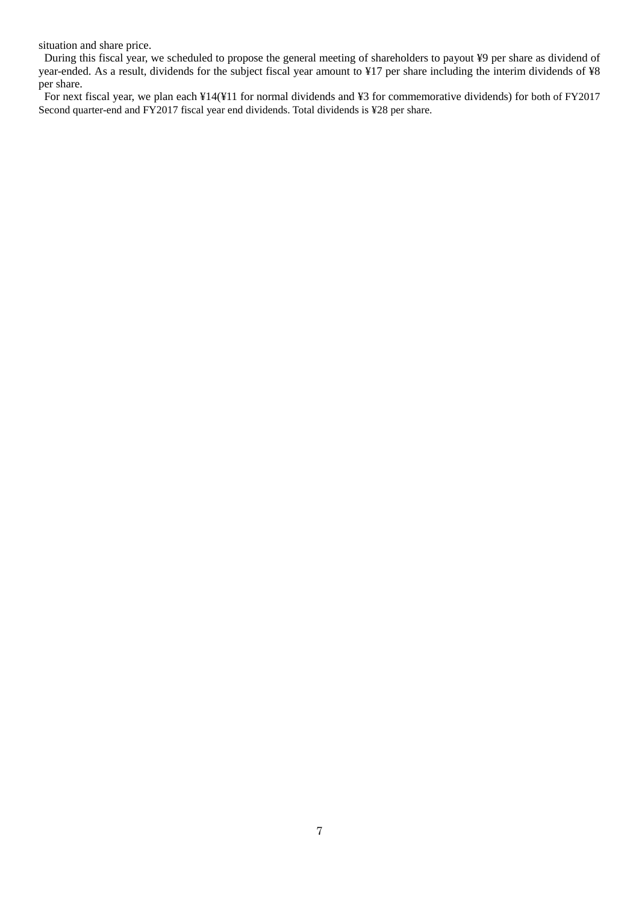situation and share price.

During this fiscal year, we scheduled to propose the general meeting of shareholders to payout ¥9 per share as dividend of year-ended. As a result, dividends for the subject fiscal year amount to ¥17 per share including the interim dividends of ¥8 per share.

For next fiscal year, we plan each ¥14(¥11 for normal dividends and ¥3 for commemorative dividends) for both of FY2017 Second quarter-end and FY2017 fiscal year end dividends. Total dividends is ¥28 per share.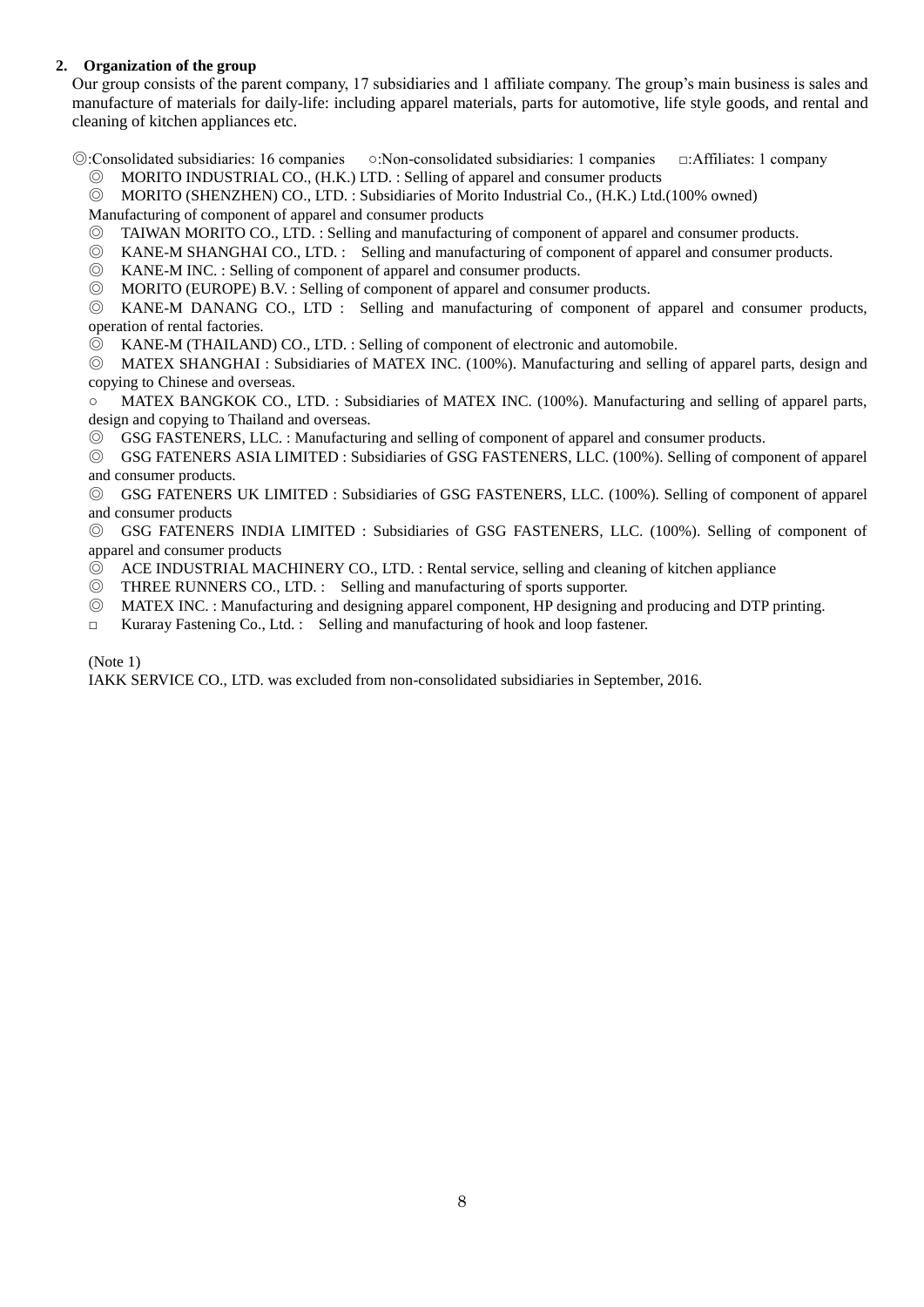## 2. Organization of the group

Our group consists of the parent company, 17 subsidiaries and 1 affiliate company. The group's main business is sales and manufacture of materials for daily-life: including apparel materials, parts for automotive, life style goods, and rental and cleaning of kitchen appliances etc.

◎:Consolidated subsidiaries: 16 companies　○:Non-consolidated subsidiaries: 1 companies　□:Affiliates: 1 company

◎ MORITO INDUSTRIAL CO., (H.K.) LTD. : Selling of apparel and consumer products

◎ MORITO (SHENZHEN) CO., LTD. : Subsidiaries of Morito Industrial Co., (H.K.) Ltd.(100% owned) Manufacturing of component of apparel and consumer products

◎ TAIWAN MORITO CO., LTD. : Selling and manufacturing of component of apparel and consumer products.

◎ KANE-M SHANGHAI CO., LTD. : Selling and manufacturing of component of apparel and consumer products.

◎ KANE-M INC. : Selling of component of apparel and consumer products.

◎ MORITO (EUROPE) B.V. : Selling of component of apparel and consumer products.

◎ KANE-M DANANG CO., LTD : Selling and manufacturing of component of apparel and consumer products, operation of rental factories.

◎ KANE-M (THAILAND) CO., LTD. : Selling of component of electronic and automobile.

◎ MATEX SHANGHAI : Subsidiaries of MATEX INC. (100%). Manufacturing and selling of apparel parts, design and copying to Chinese and overseas.

○ MATEX BANGKOK CO., LTD. : Subsidiaries of MATEX INC. (100%). Manufacturing and selling of apparel parts, design and copying to Thailand and overseas.

◎ GSG FASTENERS, LLC. : Manufacturing and selling of component of apparel and consumer products.

◎ GSG FATENERS ASIA LIMITED : Subsidiaries of GSG FASTENERS, LLC. (100%). Selling of component of apparel and consumer products.

◎ GSG FATENERS UK LIMITED : Subsidiaries of GSG FASTENERS, LLC. (100%). Selling of component of apparel and consumer products

◎ GSG FATENERS INDIA LIMITED : Subsidiaries of GSG FASTENERS, LLC. (100%). Selling of component of apparel and consumer products

◎ ACE INDUSTRIAL MACHINERY CO., LTD. : Rental service, selling and cleaning of kitchen appliance

◎ THREE RUNNERS CO., LTD. : Selling and manufacturing of sports supporter.

◎ MATEX INC. : Manufacturing and designing apparel component, HP designing and producing and DTP printing.

□ Kuraray Fastening Co., Ltd. : Selling and manufacturing of hook and loop fastener.

(Note 1)

IAKK SERVICE CO., LTD. was excluded from non-consolidated subsidiaries in September, 2016.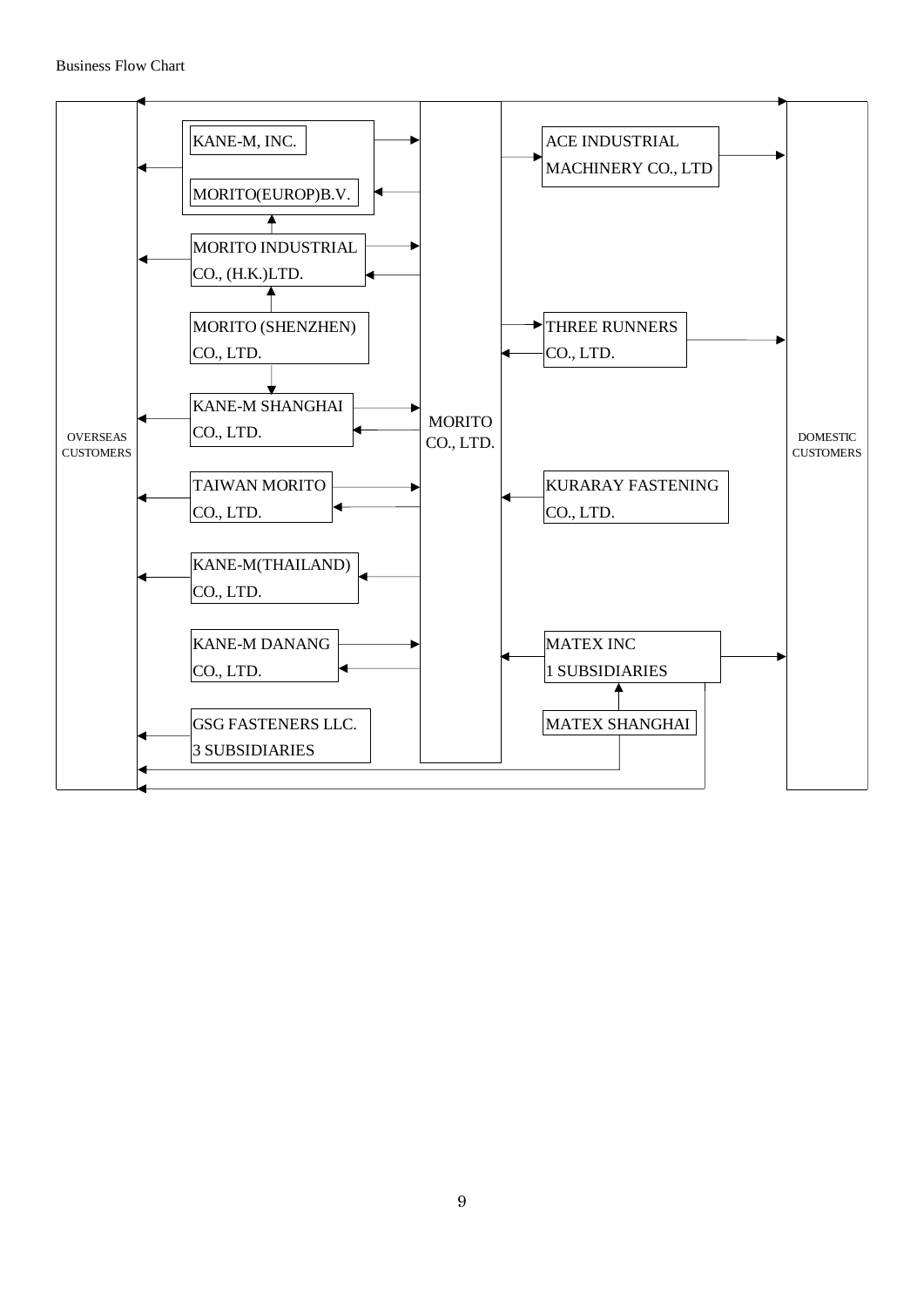Business Flow Chart

- OVERSEAS CUSTOMERS
- KANE-M, INC.
- MORITO(EUROP)B.V.
- MORITO INDUSTRIAL CO., (H.K.)LTD.
- MORITO (SHENZHEN) CO., LTD.
- KANE-M SHANGHAI CO., LTD.
- TAIWAN MORITO CO., LTD.
- KANE-M(THAILAND) CO., LTD.
- KANE-M DANANG CO., LTD.
- GSG FASTENERS LLC. 3 SUBSIDIARIES
- MORITO CO., LTD.
- ACE INDUSTRIAL MACHINERY CO., LTD
- THREE RUNNERS CO., LTD.
- KURARAY FASTENING CO., LTD.
- MATEX INC 1 SUBSIDIARIES
- MATEX SHANGHAI
- DOMESTIC CUSTOMERS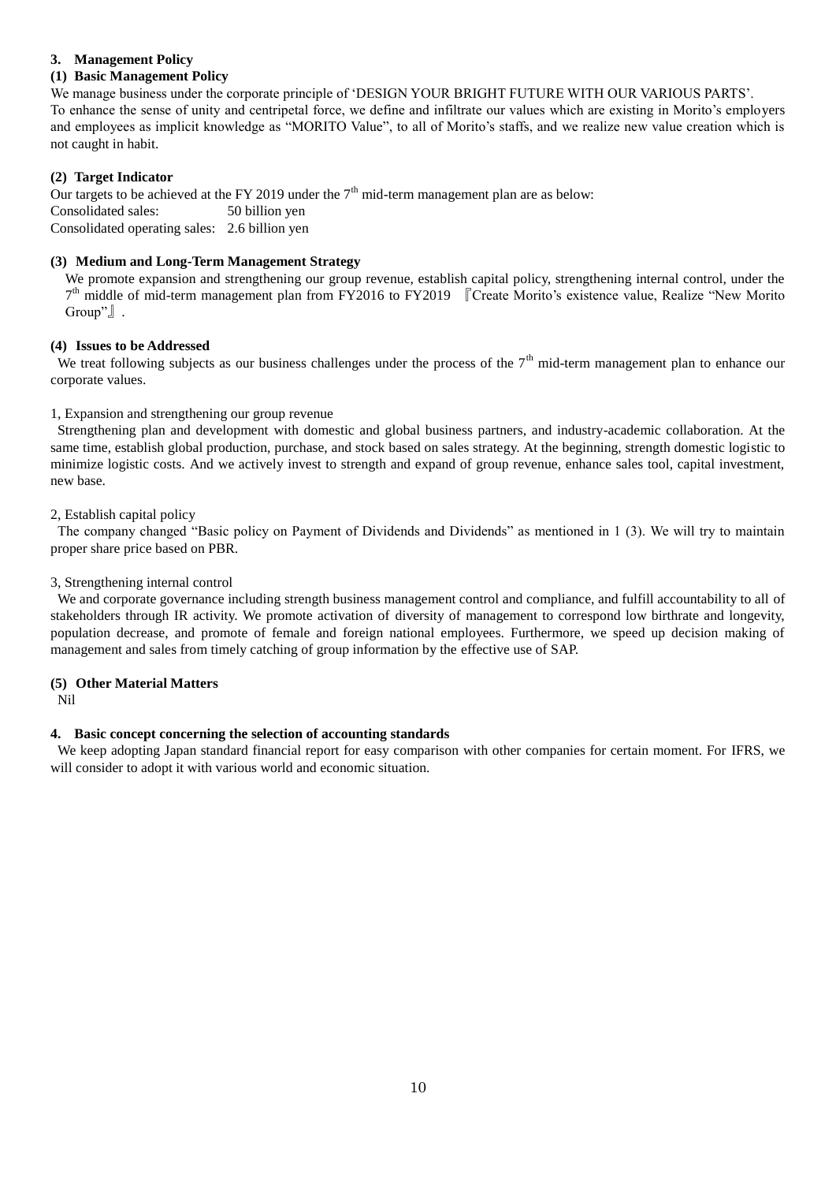## 3. Management Policy

### (1) Basic Management Policy

We manage business under the corporate principle of 'DESIGN YOUR BRIGHT FUTURE WITH OUR VARIOUS PARTS'.

To enhance the sense of unity and centripetal force, we define and infiltrate our values which are existing in Morito's employers and employees as implicit knowledge as "MORITO Value", to all of Morito's staffs, and we realize new value creation which is not caught in habit.

### (2) Target Indicator

Our targets to be achieved at the FY 2019 under the 7th mid-term management plan are as below:

Consolidated sales: 50 billion yen

Consolidated operating sales: 2.6 billion yen

### (3) Medium and Long-Term Management Strategy

We promote expansion and strengthening our group revenue, establish capital policy, strengthening internal control, under the 7th middle of mid-term management plan from FY2016 to FY2019 『Create Morito's existence value, Realize "New Morito Group"』.

### (4) Issues to be Addressed

We treat following subjects as our business challenges under the process of the 7th mid-term management plan to enhance our corporate values.

1, Expansion and strengthening our group revenue

Strengthening plan and development with domestic and global business partners, and industry-academic collaboration. At the same time, establish global production, purchase, and stock based on sales strategy. At the beginning, strength domestic logistic to minimize logistic costs. And we actively invest to strength and expand of group revenue, enhance sales tool, capital investment, new base.

2, Establish capital policy

The company changed "Basic policy on Payment of Dividends and Dividends" as mentioned in 1 (3). We will try to maintain proper share price based on PBR.

3, Strengthening internal control

We and corporate governance including strength business management control and compliance, and fulfill accountability to all of stakeholders through IR activity. We promote activation of diversity of management to correspond low birthrate and longevity, population decrease, and promote of female and foreign national employees. Furthermore, we speed up decision making of management and sales from timely catching of group information by the effective use of SAP.

### (5) Other Material Matters

Nil

## 4. Basic concept concerning the selection of accounting standards

We keep adopting Japan standard financial report for easy comparison with other companies for certain moment. For IFRS, we will consider to adopt it with various world and economic situation.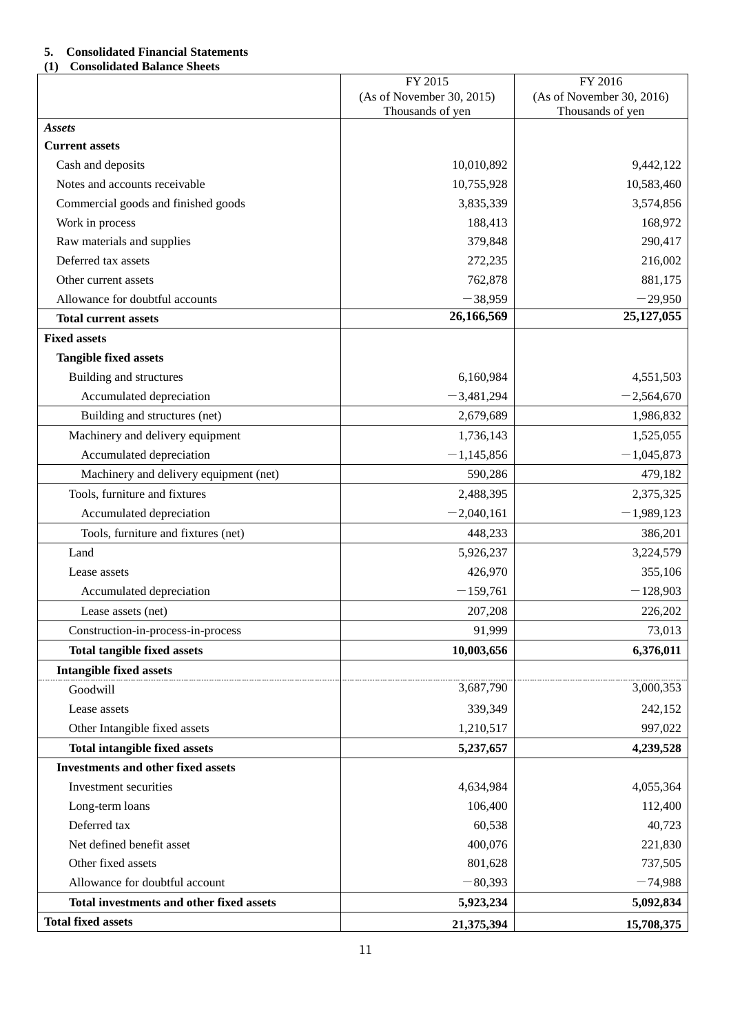**5. Consolidated Financial Statements**

**(1) Consolidated Balance Sheets**

| | FY 2015 (As of November 30, 2015) Thousands of yen | FY 2016 (As of November 30, 2016) Thousands of yen |
|---|---|---|
| ***Assets*** | | |
| **Current assets** | | |
| Cash and deposits | 10,010,892 | 9,442,122 |
| Notes and accounts receivable | 10,755,928 | 10,583,460 |
| Commercial goods and finished goods | 3,835,339 | 3,574,856 |
| Work in process | 188,413 | 168,972 |
| Raw materials and supplies | 379,848 | 290,417 |
| Deferred tax assets | 272,235 | 216,002 |
| Other current assets | 762,878 | 881,175 |
| Allowance for doubtful accounts | −38,959 | −29,950 |
| **Total current assets** | **26,166,569** | **25,127,055** |
| **Fixed assets** | | |
| **Tangible fixed assets** | | |
| Building and structures | 6,160,984 | 4,551,503 |
| Accumulated depreciation | −3,481,294 | −2,564,670 |
| Building and structures (net) | 2,679,689 | 1,986,832 |
| Machinery and delivery equipment | 1,736,143 | 1,525,055 |
| Accumulated depreciation | −1,145,856 | −1,045,873 |
| Machinery and delivery equipment (net) | 590,286 | 479,182 |
| Tools, furniture and fixtures | 2,488,395 | 2,375,325 |
| Accumulated depreciation | −2,040,161 | −1,989,123 |
| Tools, furniture and fixtures (net) | 448,233 | 386,201 |
| Land | 5,926,237 | 3,224,579 |
| Lease assets | 426,970 | 355,106 |
| Accumulated depreciation | −159,761 | −128,903 |
| Lease assets (net) | 207,208 | 226,202 |
| Construction-in-process-in-process | 91,999 | 73,013 |
| **Total tangible fixed assets** | **10,003,656** | **6,376,011** |
| **Intangible fixed assets** | | |
| Goodwill | 3,687,790 | 3,000,353 |
| Lease assets | 339,349 | 242,152 |
| Other Intangible fixed assets | 1,210,517 | 997,022 |
| **Total intangible fixed assets** | **5,237,657** | **4,239,528** |
| **Investments and other fixed assets** | | |
| Investment securities | 4,634,984 | 4,055,364 |
| Long-term loans | 106,400 | 112,400 |
| Deferred tax | 60,538 | 40,723 |
| Net defined benefit asset | 400,076 | 221,830 |
| Other fixed assets | 801,628 | 737,505 |
| Allowance for doubtful account | −80,393 | −74,988 |
| **Total investments and other fixed assets** | **5,923,234** | **5,092,834** |
| **Total fixed assets** | **21,375,394** | **15,708,375** |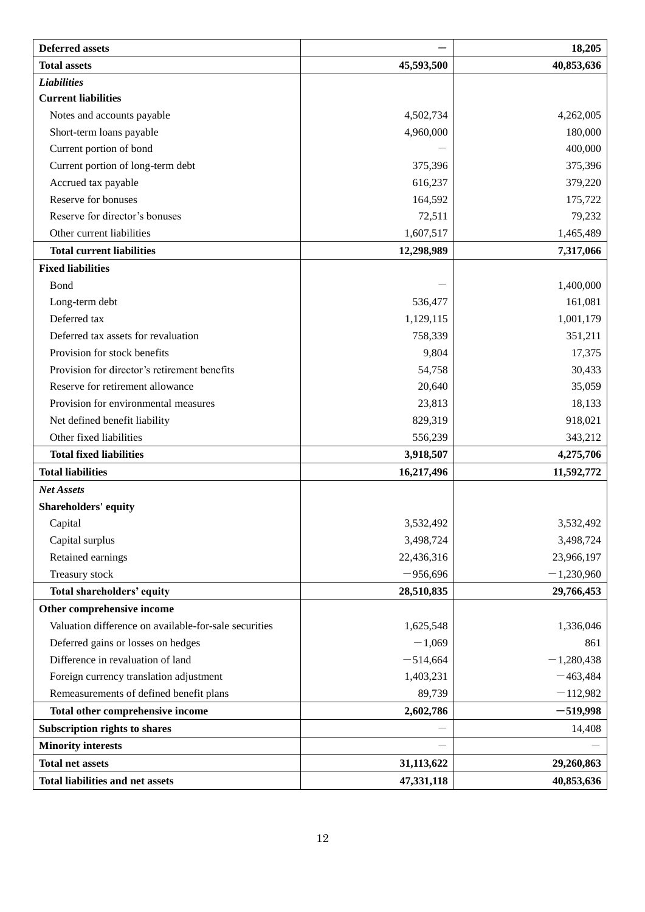| | | |
|---|---|---|
| **Deferred assets** | **－** | **18,205** |
| **Total assets** | **45,593,500** | **40,853,636** |
| ***Liabilities*** | | |
| **Current liabilities** | | |
| Notes and accounts payable | 4,502,734 | 4,262,005 |
| Short-term loans payable | 4,960,000 | 180,000 |
| Current portion of bond | － | 400,000 |
| Current portion of long-term debt | 375,396 | 375,396 |
| Accrued tax payable | 616,237 | 379,220 |
| Reserve for bonuses | 164,592 | 175,722 |
| Reserve for director's bonuses | 72,511 | 79,232 |
| Other current liabilities | 1,607,517 | 1,465,489 |
| **Total current liabilities** | **12,298,989** | **7,317,066** |
| **Fixed liabilities** | | |
| Bond | － | 1,400,000 |
| Long-term debt | 536,477 | 161,081 |
| Deferred tax | 1,129,115 | 1,001,179 |
| Deferred tax assets for revaluation | 758,339 | 351,211 |
| Provision for stock benefits | 9,804 | 17,375 |
| Provision for director's retirement benefits | 54,758 | 30,433 |
| Reserve for retirement allowance | 20,640 | 35,059 |
| Provision for environmental measures | 23,813 | 18,133 |
| Net defined benefit liability | 829,319 | 918,021 |
| Other fixed liabilities | 556,239 | 343,212 |
| **Total fixed liabilities** | **3,918,507** | **4,275,706** |
| **Total liabilities** | **16,217,496** | **11,592,772** |
| ***Net Assets*** | | |
| **Shareholders' equity** | | |
| Capital | 3,532,492 | 3,532,492 |
| Capital surplus | 3,498,724 | 3,498,724 |
| Retained earnings | 22,436,316 | 23,966,197 |
| Treasury stock | －956,696 | －1,230,960 |
| **Total shareholders' equity** | **28,510,835** | **29,766,453** |
| **Other comprehensive income** | | |
| Valuation difference on available-for-sale securities | 1,625,548 | 1,336,046 |
| Deferred gains or losses on hedges | －1,069 | 861 |
| Difference in revaluation of land | －514,664 | －1,280,438 |
| Foreign currency translation adjustment | 1,403,231 | －463,484 |
| Remeasurements of defined benefit plans | 89,739 | －112,982 |
| **Total other comprehensive income** | **2,602,786** | **－519,998** |
| **Subscription rights to shares** | － | 14,408 |
| **Minority interests** | － | － |
| **Total net assets** | **31,113,622** | **29,260,863** |
| **Total liabilities and net assets** | **47,331,118** | **40,853,636** |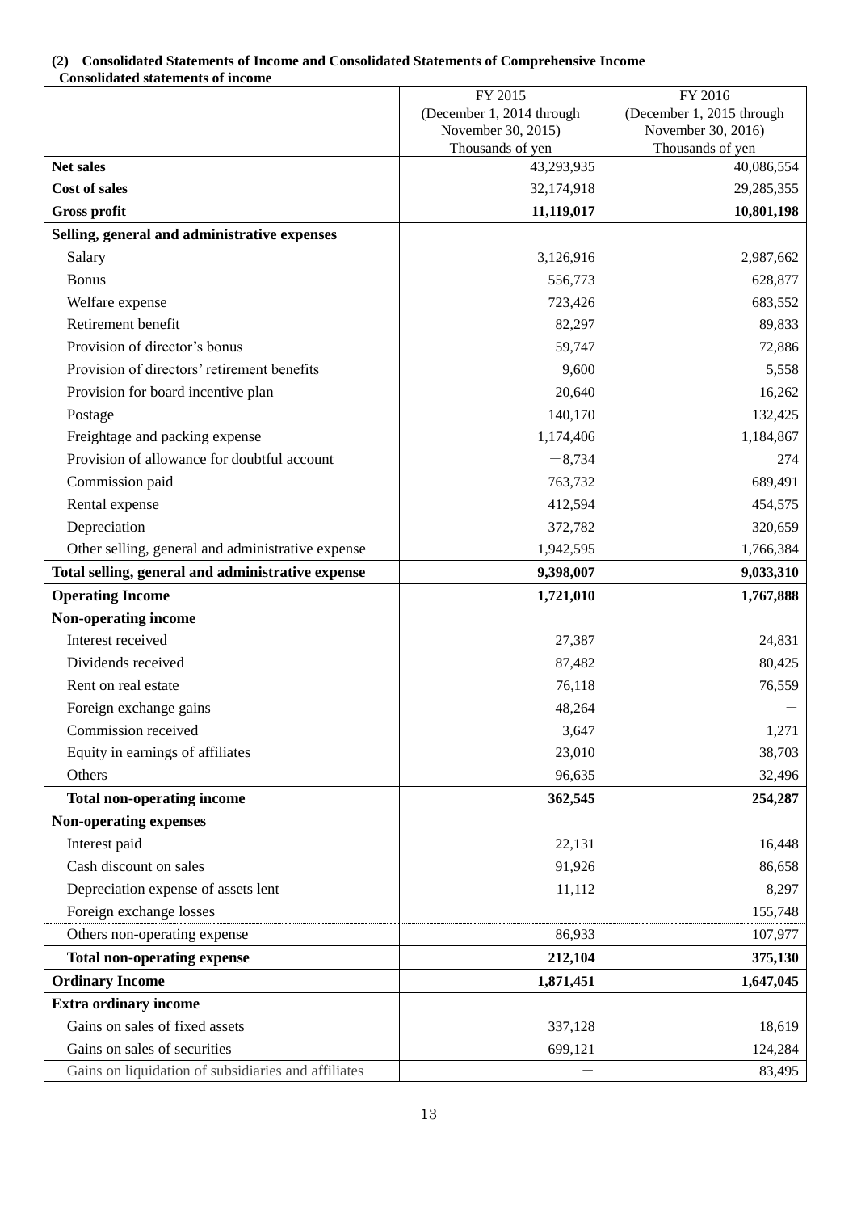### (2) Consolidated Statements of Income and Consolidated Statements of Comprehensive Income

**Consolidated statements of income**

| | FY 2015 (December 1, 2014 through November 30, 2015) Thousands of yen | FY 2016 (December 1, 2015 through November 30, 2016) Thousands of yen |
|---|---|---|
| **Net sales** | 43,293,935 | 40,086,554 |
| **Cost of sales** | 32,174,918 | 29,285,355 |
| **Gross profit** | **11,119,017** | **10,801,198** |
| **Selling, general and administrative expenses** | | |
| Salary | 3,126,916 | 2,987,662 |
| Bonus | 556,773 | 628,877 |
| Welfare expense | 723,426 | 683,552 |
| Retirement benefit | 82,297 | 89,833 |
| Provision of director's bonus | 59,747 | 72,886 |
| Provision of directors' retirement benefits | 9,600 | 5,558 |
| Provision for board incentive plan | 20,640 | 16,262 |
| Postage | 140,170 | 132,425 |
| Freightage and packing expense | 1,174,406 | 1,184,867 |
| Provision of allowance for doubtful account | −8,734 | 274 |
| Commission paid | 763,732 | 689,491 |
| Rental expense | 412,594 | 454,575 |
| Depreciation | 372,782 | 320,659 |
| Other selling, general and administrative expense | 1,942,595 | 1,766,384 |
| **Total selling, general and administrative expense** | **9,398,007** | **9,033,310** |
| **Operating Income** | **1,721,010** | **1,767,888** |
| **Non-operating income** | | |
| Interest received | 27,387 | 24,831 |
| Dividends received | 87,482 | 80,425 |
| Rent on real estate | 76,118 | 76,559 |
| Foreign exchange gains | 48,264 | − |
| Commission received | 3,647 | 1,271 |
| Equity in earnings of affiliates | 23,010 | 38,703 |
| Others | 96,635 | 32,496 |
| **Total non-operating income** | **362,545** | **254,287** |
| **Non-operating expenses** | | |
| Interest paid | 22,131 | 16,448 |
| Cash discount on sales | 91,926 | 86,658 |
| Depreciation expense of assets lent | 11,112 | 8,297 |
| Foreign exchange losses | − | 155,748 |
| Others non-operating expense | 86,933 | 107,977 |
| **Total non-operating expense** | **212,104** | **375,130** |
| **Ordinary Income** | **1,871,451** | **1,647,045** |
| **Extra ordinary income** | | |
| Gains on sales of fixed assets | 337,128 | 18,619 |
| Gains on sales of securities | 699,121 | 124,284 |
| Gains on liquidation of subsidiaries and affiliates | − | 83,495 |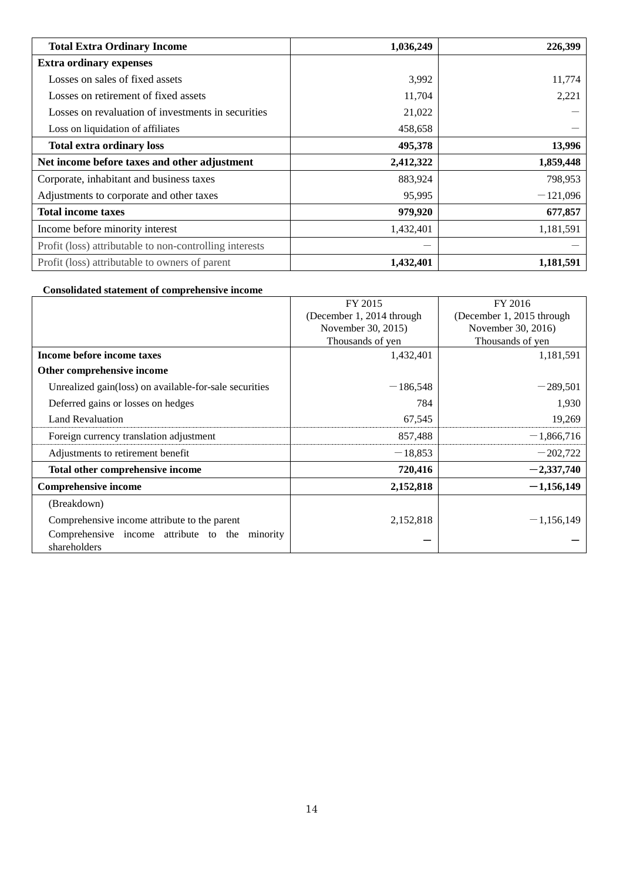| | | |
|---|---|---|
| **Total Extra Ordinary Income** | **1,036,249** | **226,399** |
| **Extra ordinary expenses** | | |
| Losses on sales of fixed assets | 3,992 | 11,774 |
| Losses on retirement of fixed assets | 11,704 | 2,221 |
| Losses on revaluation of investments in securities | 21,022 | ― |
| Loss on liquidation of affiliates | 458,658 | ― |
| **Total extra ordinary loss** | **495,378** | **13,996** |
| **Net income before taxes and other adjustment** | **2,412,322** | **1,859,448** |
| Corporate, inhabitant and business taxes | 883,924 | 798,953 |
| Adjustments to corporate and other taxes | 95,995 | －121,096 |
| **Total income taxes** | **979,920** | **677,857** |
| Income before minority interest | 1,432,401 | 1,181,591 |
| Profit (loss) attributable to non-controlling interests | ― | ― |
| Profit (loss) attributable to owners of parent | **1,432,401** | **1,181,591** |

**Consolidated statement of comprehensive income**

| | FY 2015 (December 1, 2014 through November 30, 2015) Thousands of yen | FY 2016 (December 1, 2015 through November 30, 2016) Thousands of yen |
|---|---|---|
| **Income before income taxes** | 1,432,401 | 1,181,591 |
| **Other comprehensive income** | | |
| Unrealized gain(loss) on available-for-sale securities | －186,548 | －289,501 |
| Deferred gains or losses on hedges | 784 | 1,930 |
| Land Revaluation | 67,545 | 19,269 |
| Foreign currency translation adjustment | 857,488 | －1,866,716 |
| Adjustments to retirement benefit | －18,853 | －202,722 |
| **Total other comprehensive income** | **720,416** | **－2,337,740** |
| **Comprehensive income** | **2,152,818** | **－1,156,149** |
| (Breakdown) | | |
| Comprehensive income attribute to the parent | 2,152,818 | －1,156,149 |
| Comprehensive income attribute to the minority shareholders | ― | ― |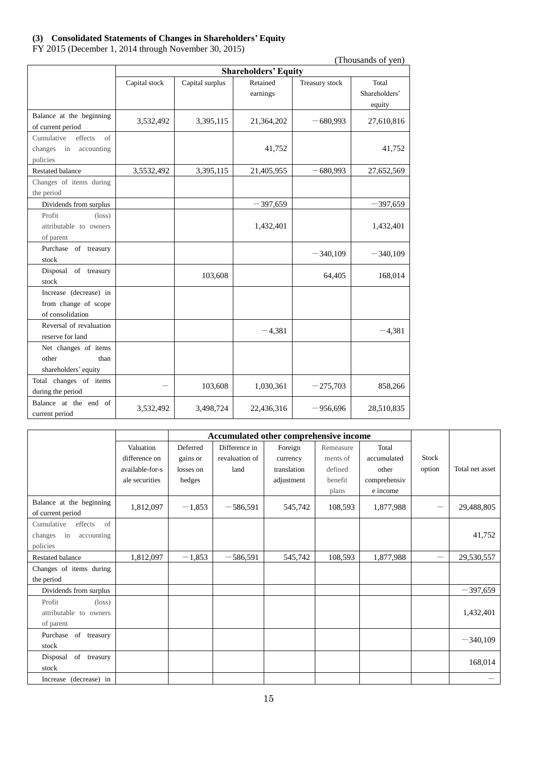### (3) Consolidated Statements of Changes in Shareholders' Equity

FY 2015 (December 1, 2014 through November 30, 2015)

(Thousands of yen)

| | Shareholders' Equity | | | | |
|---|---|---|---|---|---|
| | Capital stock | Capital surplus | Retained earnings | Treasury stock | Total Shareholders' equity |
| Balance at the beginning of current period | 3,532,492 | 3,395,115 | 21,364,202 | −680,993 | 27,610,816 |
| Cumulative effects of changes in accounting policies | | | 41,752 | | 41,752 |
| Restated balance | 3,5532,492 | 3,395,115 | 21,405,955 | −680,993 | 27,652,569 |
| Changes of items during the period | | | | | |
| Dividends from surplus | | | −397,659 | | −397,659 |
| Profit (loss) attributable to owners of parent | | | 1,432,401 | | 1,432,401 |
| Purchase of treasury stock | | | | −340,109 | −340,109 |
| Disposal of treasury stock | | 103,608 | | 64,405 | 168,014 |
| Increase (decrease) in from change of scope of consolidation | | | | | |
| Reversal of revaluation reserve for land | | | −4,381 | | −4,381 |
| Net changes of items other than shareholders' equity | | | | | |
| Total changes of items during the period | − | 103,608 | 1,030,361 | −275,703 | 858,266 |
| Balance at the end of current period | 3,532,492 | 3,498,724 | 22,436,316 | −956,696 | 28,510,835 |

| | Accumulated other comprehensive income | | | | | | | |
|---|---|---|---|---|---|---|---|---|
| | Valuation difference on available-for-sale securities | Deferred gains or losses on hedges | Difference in revaluation of land | Foreign currency translation adjustment | Remeasurements of defined benefit plans | Total accumulated other comprehensive income | Stock option | Total net asset |
| Balance at the beginning of current period | 1,812,097 | −1,853 | −586,591 | 545,742 | 108,593 | 1,877,988 | − | 29,488,805 |
| Cumulative effects of changes in accounting policies | | | | | | | | 41,752 |
| Restated balance | 1,812,097 | −1,853 | −586,591 | 545,742 | 108,593 | 1,877,988 | − | 29,530,557 |
| Changes of items during the period | | | | | | | | |
| Dividends from surplus | | | | | | | | −397,659 |
| Profit (loss) attributable to owners of parent | | | | | | | | 1,432,401 |
| Purchase of treasury stock | | | | | | | | −340,109 |
| Disposal of treasury stock | | | | | | | | 168,014 |
| Increase (decrease) in | | | | | | | | − |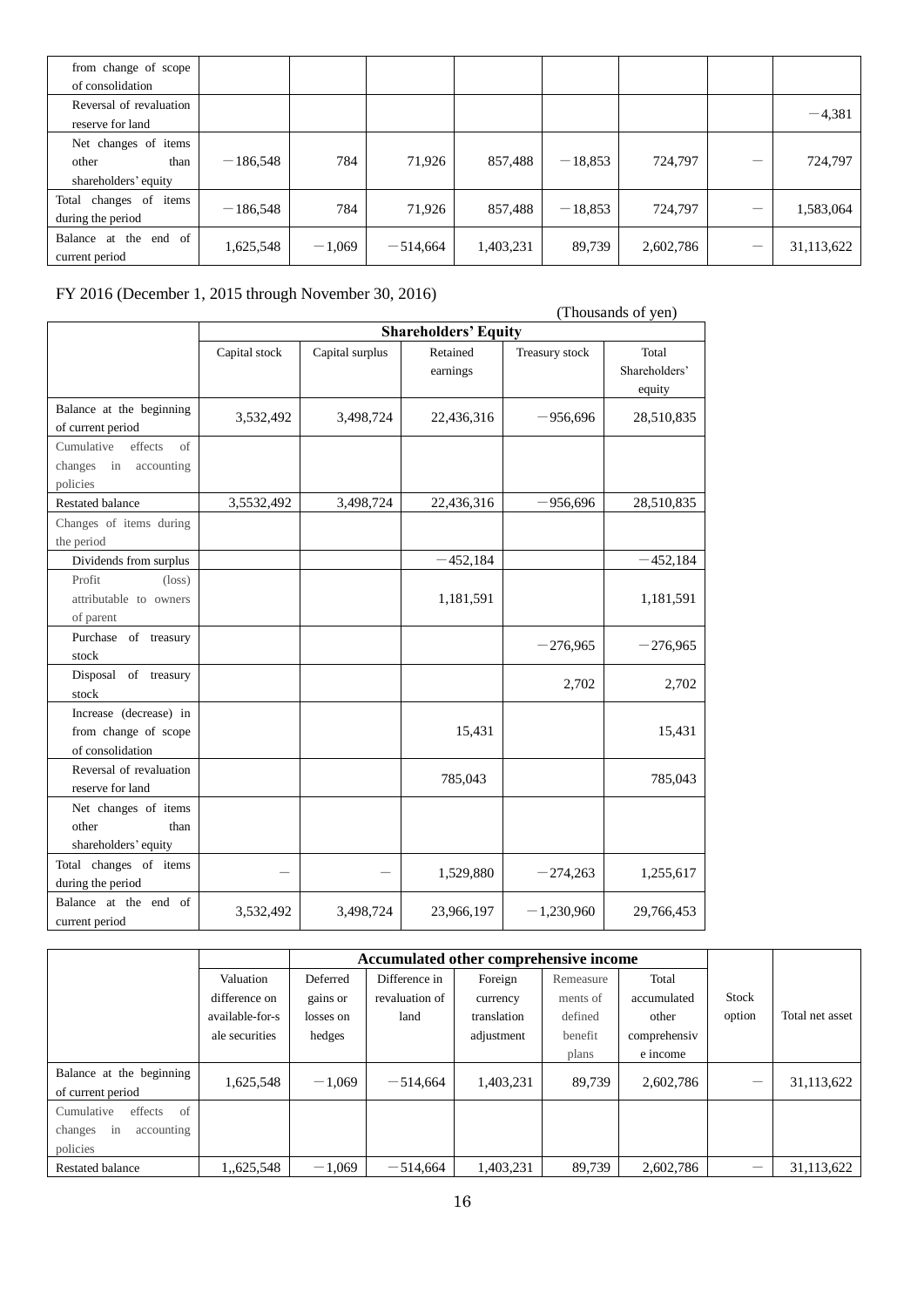| | | | | | | | | |
|---|---|---|---|---|---|---|---|---|
| from change of scope of consolidation | | | | | | | | |
| Reversal of revaluation reserve for land | | | | | | | | －4,381 |
| Net changes of items other than shareholders' equity | －186,548 | 784 | 71,926 | 857,488 | －18,853 | 724,797 | － | 724,797 |
| Total changes of items during the period | －186,548 | 784 | 71,926 | 857,488 | －18,853 | 724,797 | － | 1,583,064 |
| Balance at the end of current period | 1,625,548 | －1,069 | －514,664 | 1,403,231 | 89,739 | 2,602,786 | － | 31,113,622 |

FY 2016 (December 1, 2015 through November 30, 2016)

(Thousands of yen)

| | Shareholders' Equity | | | | |
|---|---|---|---|---|---|
| | Capital stock | Capital surplus | Retained earnings | Treasury stock | Total Shareholders' equity |
| Balance at the beginning of current period | 3,532,492 | 3,498,724 | 22,436,316 | －956,696 | 28,510,835 |
| Cumulative effects of changes in accounting policies | | | | | |
| Restated balance | 3,5532,492 | 3,498,724 | 22,436,316 | －956,696 | 28,510,835 |
| Changes of items during the period | | | | | |
| Dividends from surplus | | | －452,184 | | －452,184 |
| Profit (loss) attributable to owners of parent | | | 1,181,591 | | 1,181,591 |
| Purchase of treasury stock | | | | －276,965 | －276,965 |
| Disposal of treasury stock | | | | 2,702 | 2,702 |
| Increase (decrease) in from change of scope of consolidation | | | 15,431 | | 15,431 |
| Reversal of revaluation reserve for land | | | 785,043 | | 785,043 |
| Net changes of items other than shareholders' equity | | | | | |
| Total changes of items during the period | － | － | 1,529,880 | －274,263 | 1,255,617 |
| Balance at the end of current period | 3,532,492 | 3,498,724 | 23,966,197 | －1,230,960 | 29,766,453 |

| | Accumulated other comprehensive income | | | | | | | |
|---|---|---|---|---|---|---|---|---|
| | Valuation difference on available-for-sale securities | Deferred gains or losses on hedges | Difference in revaluation of land | Foreign currency translation adjustment | Remeasurements of defined benefit plans | Total accumulated other comprehensive income | Stock option | Total net asset |
| Balance at the beginning of current period | 1,625,548 | －1,069 | －514,664 | 1,403,231 | 89,739 | 2,602,786 | － | 31,113,622 |
| Cumulative effects of changes in accounting policies | | | | | | | | |
| Restated balance | 1,,625,548 | －1,069 | －514,664 | 1,403,231 | 89,739 | 2,602,786 | － | 31,113,622 |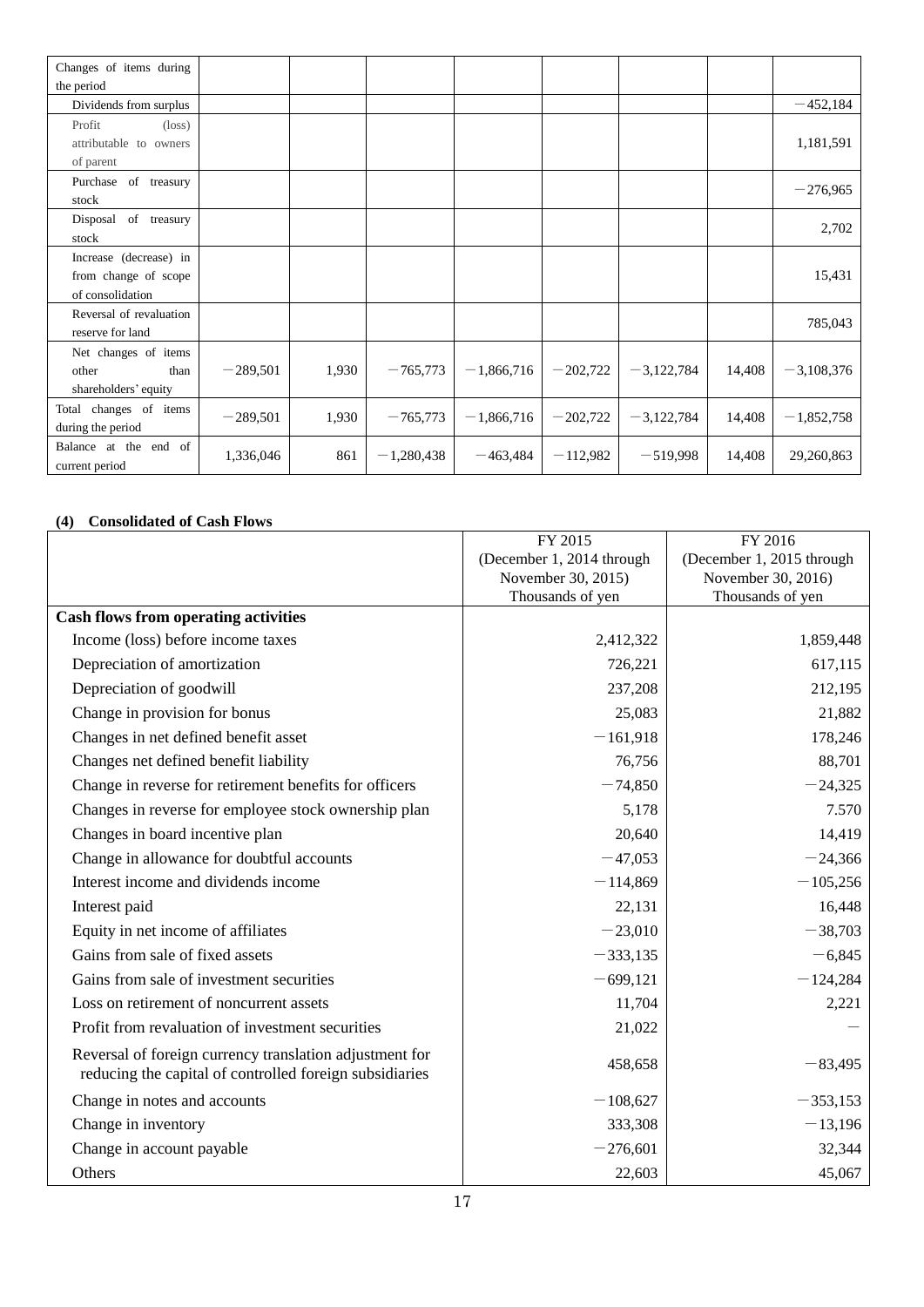| | | | | | | | | |
|---|---|---|---|---|---|---|---|---|
| Changes of items during the period | | | | | | | | |
| Dividends from surplus | | | | | | | | −452,184 |
| Profit (loss) attributable to owners of parent | | | | | | | | 1,181,591 |
| Purchase of treasury stock | | | | | | | | −276,965 |
| Disposal of treasury stock | | | | | | | | 2,702 |
| Increase (decrease) in from change of scope of consolidation | | | | | | | | 15,431 |
| Reversal of revaluation reserve for land | | | | | | | | 785,043 |
| Net changes of items other than shareholders' equity | −289,501 | 1,930 | −765,773 | −1,866,716 | −202,722 | −3,122,784 | 14,408 | −3,108,376 |
| Total changes of items during the period | −289,501 | 1,930 | −765,773 | −1,866,716 | −202,722 | −3,122,784 | 14,408 | −1,852,758 |
| Balance at the end of current period | 1,336,046 | 861 | −1,280,438 | −463,484 | −112,982 | −519,998 | 14,408 | 29,260,863 |

**(4) Consolidated of Cash Flows**

| | FY 2015 (December 1, 2014 through November 30, 2015) Thousands of yen | FY 2016 (December 1, 2015 through November 30, 2016) Thousands of yen |
|---|---|---|
| **Cash flows from operating activities** | | |
| Income (loss) before income taxes | 2,412,322 | 1,859,448 |
| Depreciation of amortization | 726,221 | 617,115 |
| Depreciation of goodwill | 237,208 | 212,195 |
| Change in provision for bonus | 25,083 | 21,882 |
| Changes in net defined benefit asset | −161,918 | 178,246 |
| Changes net defined benefit liability | 76,756 | 88,701 |
| Change in reverse for retirement benefits for officers | −74,850 | −24,325 |
| Changes in reverse for employee stock ownership plan | 5,178 | 7.570 |
| Changes in board incentive plan | 20,640 | 14,419 |
| Change in allowance for doubtful accounts | −47,053 | −24,366 |
| Interest income and dividends income | −114,869 | −105,256 |
| Interest paid | 22,131 | 16,448 |
| Equity in net income of affiliates | −23,010 | −38,703 |
| Gains from sale of fixed assets | −333,135 | −6,845 |
| Gains from sale of investment securities | −699,121 | −124,284 |
| Loss on retirement of noncurrent assets | 11,704 | 2,221 |
| Profit from revaluation of investment securities | 21,022 | − |
| Reversal of foreign currency translation adjustment for reducing the capital of controlled foreign subsidiaries | 458,658 | −83,495 |
| Change in notes and accounts | −108,627 | −353,153 |
| Change in inventory | 333,308 | −13,196 |
| Change in account payable | −276,601 | 32,344 |
| Others | 22,603 | 45,067 |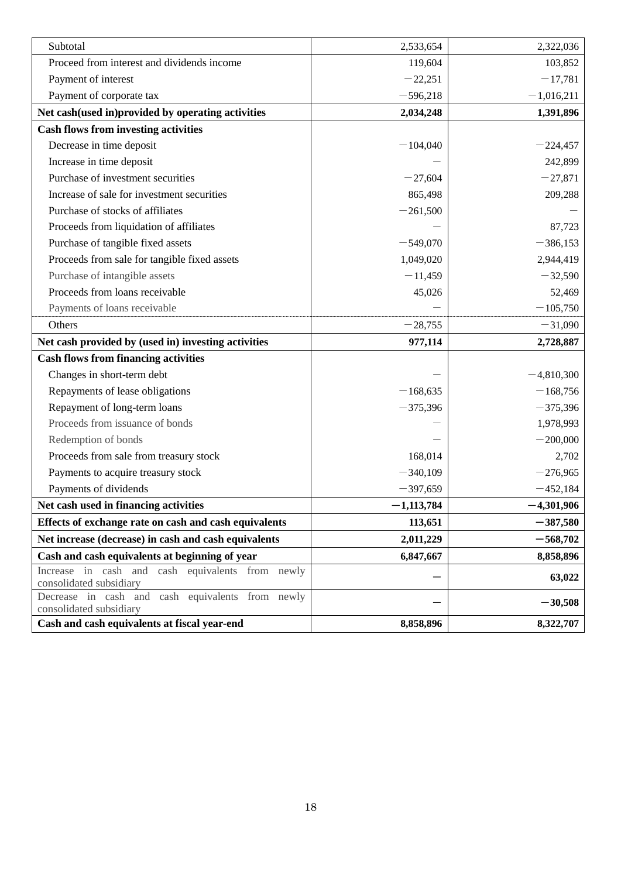| | | |
|---|---|---|
| Subtotal | 2,533,654 | 2,322,036 |
| Proceed from interest and dividends income | 119,604 | 103,852 |
| Payment of interest | −22,251 | −17,781 |
| Payment of corporate tax | −596,218 | −1,016,211 |
| **Net cash(used in)provided by operating activities** | **2,034,248** | **1,391,896** |
| **Cash flows from investing activities** | | |
| Decrease in time deposit | −104,040 | −224,457 |
| Increase in time deposit | − | 242,899 |
| Purchase of investment securities | −27,604 | −27,871 |
| Increase of sale for investment securities | 865,498 | 209,288 |
| Purchase of stocks of affiliates | −261,500 | − |
| Proceeds from liquidation of affiliates | − | 87,723 |
| Purchase of tangible fixed assets | −549,070 | −386,153 |
| Proceeds from sale for tangible fixed assets | 1,049,020 | 2,944,419 |
| Purchase of intangible assets | −11,459 | −32,590 |
| Proceeds from loans receivable | 45,026 | 52,469 |
| Payments of loans receivable | − | −105,750 |
| Others | −28,755 | −31,090 |
| **Net cash provided by (used in) investing activities** | **977,114** | **2,728,887** |
| **Cash flows from financing activities** | | |
| Changes in short-term debt | − | −4,810,300 |
| Repayments of lease obligations | −168,635 | −168,756 |
| Repayment of long-term loans | −375,396 | −375,396 |
| Proceeds from issuance of bonds | − | 1,978,993 |
| Redemption of bonds | − | −200,000 |
| Proceeds from sale from treasury stock | 168,014 | 2,702 |
| Payments to acquire treasury stock | −340,109 | −276,965 |
| Payments of dividends | −397,659 | −452,184 |
| **Net cash used in financing activities** | **−1,113,784** | **−4,301,906** |
| **Effects of exchange rate on cash and cash equivalents** | **113,651** | **−387,580** |
| **Net increase (decrease) in cash and cash equivalents** | **2,011,229** | **−568,702** |
| **Cash and cash equivalents at beginning of year** | **6,847,667** | **8,858,896** |
| Increase in cash and cash equivalents from newly consolidated subsidiary | **−** | **63,022** |
| Decrease in cash and cash equivalents from newly consolidated subsidiary | **−** | **−30,508** |
| **Cash and cash equivalents at fiscal year-end** | **8,858,896** | **8,322,707** |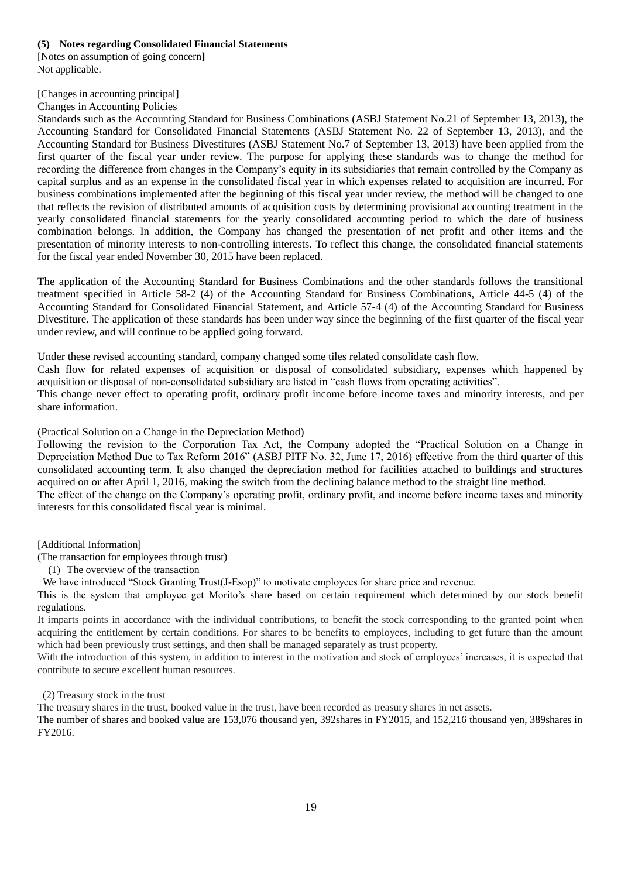**(5) Notes regarding Consolidated Financial Statements**

[Notes on assumption of going concern**]**

Not applicable.

[Changes in accounting principal]

Changes in Accounting Policies

Standards such as the Accounting Standard for Business Combinations (ASBJ Statement No.21 of September 13, 2013), the Accounting Standard for Consolidated Financial Statements (ASBJ Statement No. 22 of September 13, 2013), and the Accounting Standard for Business Divestitures (ASBJ Statement No.7 of September 13, 2013) have been applied from the first quarter of the fiscal year under review. The purpose for applying these standards was to change the method for recording the difference from changes in the Company's equity in its subsidiaries that remain controlled by the Company as capital surplus and as an expense in the consolidated fiscal year in which expenses related to acquisition are incurred. For business combinations implemented after the beginning of this fiscal year under review, the method will be changed to one that reflects the revision of distributed amounts of acquisition costs by determining provisional accounting treatment in the yearly consolidated financial statements for the yearly consolidated accounting period to which the date of business combination belongs. In addition, the Company has changed the presentation of net profit and other items and the presentation of minority interests to non-controlling interests. To reflect this change, the consolidated financial statements for the fiscal year ended November 30, 2015 have been replaced.

The application of the Accounting Standard for Business Combinations and the other standards follows the transitional treatment specified in Article 58-2 (4) of the Accounting Standard for Business Combinations, Article 44-5 (4) of the Accounting Standard for Consolidated Financial Statement, and Article 57-4 (4) of the Accounting Standard for Business Divestiture. The application of these standards has been under way since the beginning of the first quarter of the fiscal year under review, and will continue to be applied going forward.

Under these revised accounting standard, company changed some tiles related consolidate cash flow.

Cash flow for related expenses of acquisition or disposal of consolidated subsidiary, expenses which happened by acquisition or disposal of non-consolidated subsidiary are listed in "cash flows from operating activities".

This change never effect to operating profit, ordinary profit income before income taxes and minority interests, and per share information.

(Practical Solution on a Change in the Depreciation Method)

Following the revision to the Corporation Tax Act, the Company adopted the "Practical Solution on a Change in Depreciation Method Due to Tax Reform 2016" (ASBJ PITF No. 32, June 17, 2016) effective from the third quarter of this consolidated accounting term. It also changed the depreciation method for facilities attached to buildings and structures acquired on or after April 1, 2016, making the switch from the declining balance method to the straight line method.

The effect of the change on the Company's operating profit, ordinary profit, and income before income taxes and minority interests for this consolidated fiscal year is minimal.

[Additional Information]

(The transaction for employees through trust)

(1) The overview of the transaction

We have introduced "Stock Granting Trust(J-Esop)" to motivate employees for share price and revenue.

This is the system that employee get Morito's share based on certain requirement which determined by our stock benefit regulations.

It imparts points in accordance with the individual contributions, to benefit the stock corresponding to the granted point when acquiring the entitlement by certain conditions. For shares to be benefits to employees, including to get future than the amount which had been previously trust settings, and then shall be managed separately as trust property.

With the introduction of this system, in addition to interest in the motivation and stock of employees' increases, it is expected that contribute to secure excellent human resources.

(2) Treasury stock in the trust

The treasury shares in the trust, booked value in the trust, have been recorded as treasury shares in net assets.

The number of shares and booked value are 153,076 thousand yen, 392shares in FY2015, and 152,216 thousand yen, 389shares in FY2016.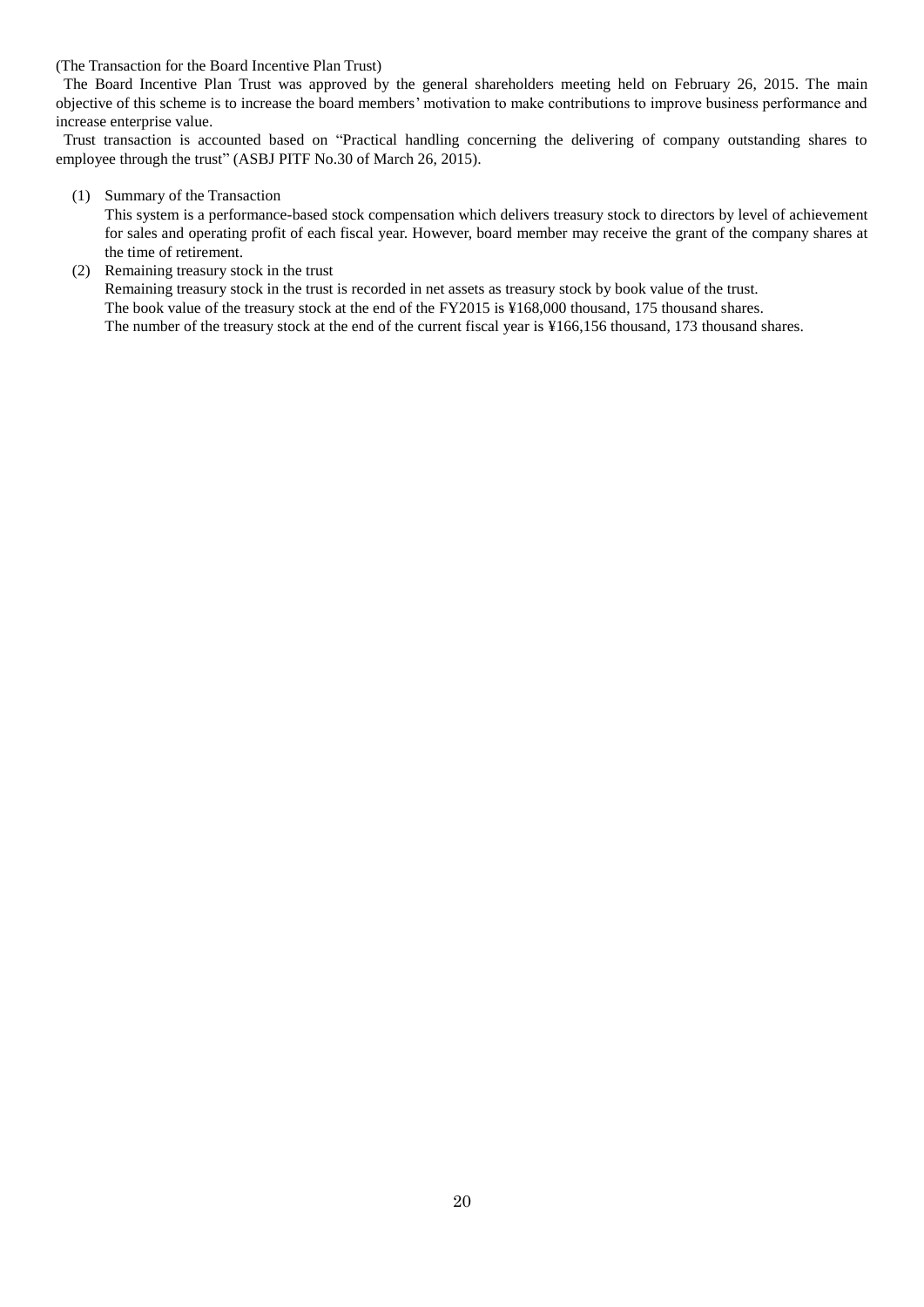(The Transaction for the Board Incentive Plan Trust)

The Board Incentive Plan Trust was approved by the general shareholders meeting held on February 26, 2015. The main objective of this scheme is to increase the board members' motivation to make contributions to improve business performance and increase enterprise value.

Trust transaction is accounted based on "Practical handling concerning the delivering of company outstanding shares to employee through the trust" (ASBJ PITF No.30 of March 26, 2015).

(1) Summary of the Transaction

This system is a performance-based stock compensation which delivers treasury stock to directors by level of achievement for sales and operating profit of each fiscal year. However, board member may receive the grant of the company shares at the time of retirement.

(2) Remaining treasury stock in the trust

Remaining treasury stock in the trust is recorded in net assets as treasury stock by book value of the trust.
The book value of the treasury stock at the end of the FY2015 is ¥168,000 thousand, 175 thousand shares.
The number of the treasury stock at the end of the current fiscal year is ¥166,156 thousand, 173 thousand shares.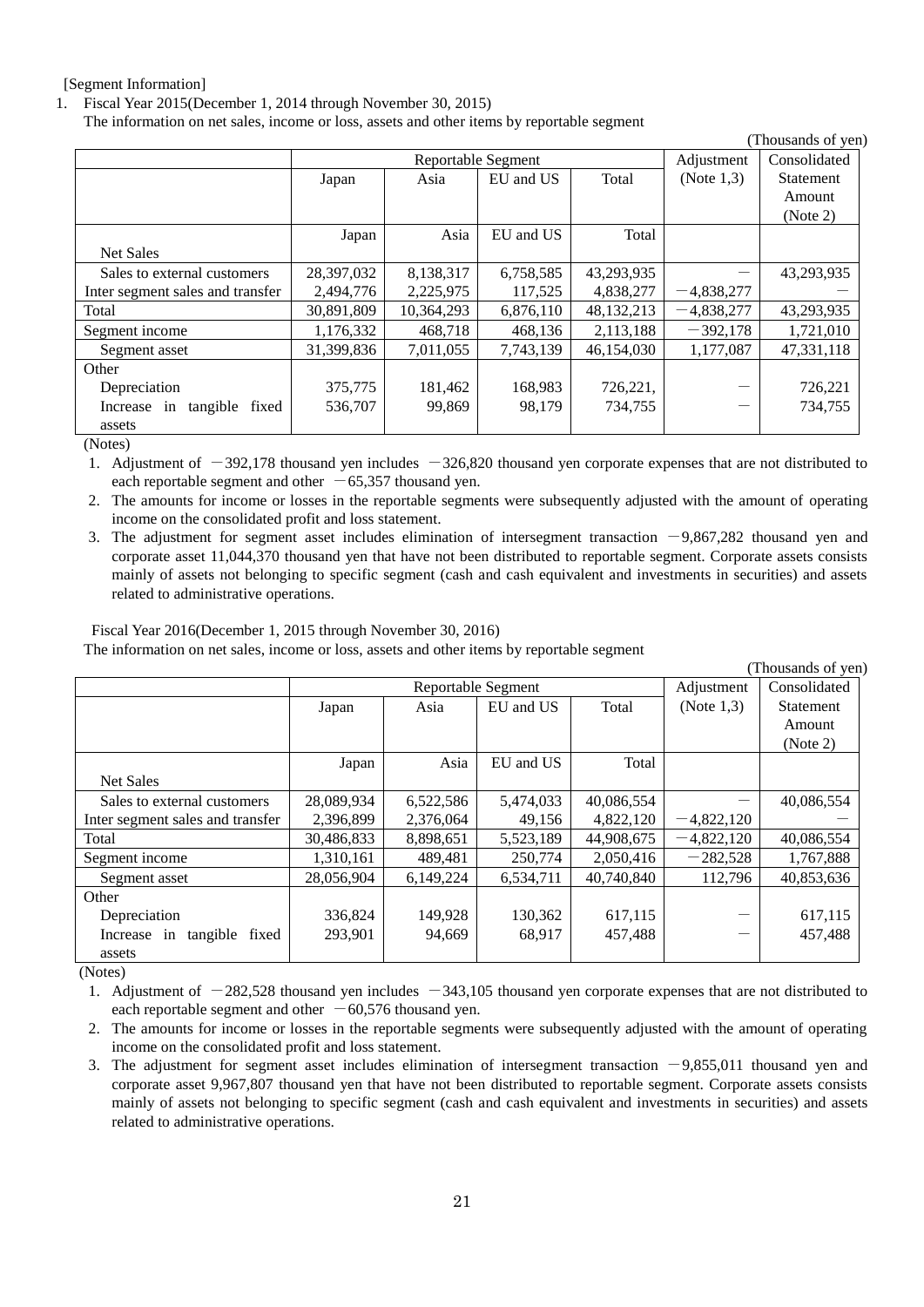[Segment Information]

1. Fiscal Year 2015(December 1, 2014 through November 30, 2015)

   The information on net sales, income or loss, assets and other items by reportable segment

(Thousands of yen)

| | Reportable Segment | | | | Adjustment (Note 1,3) | Consolidated Statement Amount (Note 2) |
|---|---|---|---|---|---|---|
| | Japan | Asia | EU and US | Total | | |
| Net Sales | Japan | Asia | EU and US | Total | | |
| Sales to external customers | 28,397,032 | 8,138,317 | 6,758,585 | 43,293,935 | － | 43,293,935 |
| Inter segment sales and transfer | 2,494,776 | 2,225,975 | 117,525 | 4,838,277 | －4,838,277 | － |
| Total | 30,891,809 | 10,364,293 | 6,876,110 | 48,132,213 | －4,838,277 | 43,293,935 |
| Segment income | 1,176,332 | 468,718 | 468,136 | 2,113,188 | －392,178 | 1,721,010 |
| Segment asset | 31,399,836 | 7,011,055 | 7,743,139 | 46,154,030 | 1,177,087 | 47,331,118 |
| Other | | | | | | |
| Depreciation | 375,775 | 181,462 | 168,983 | 726,221, | － | 726,221 |
| Increase in tangible fixed assets | 536,707 | 99,869 | 98,179 | 734,755 | － | 734,755 |

(Notes)

1. Adjustment of －392,178 thousand yen includes －326,820 thousand yen corporate expenses that are not distributed to each reportable segment and other －65,357 thousand yen.
2. The amounts for income or losses in the reportable segments were subsequently adjusted with the amount of operating income on the consolidated profit and loss statement.
3. The adjustment for segment asset includes elimination of intersegment transaction －9,867,282 thousand yen and corporate asset 11,044,370 thousand yen that have not been distributed to reportable segment. Corporate assets consists mainly of assets not belonging to specific segment (cash and cash equivalent and investments in securities) and assets related to administrative operations.

Fiscal Year 2016(December 1, 2015 through November 30, 2016)

The information on net sales, income or loss, assets and other items by reportable segment

(Thousands of yen)

| | Reportable Segment | | | | Adjustment (Note 1,3) | Consolidated Statement Amount (Note 2) |
|---|---|---|---|---|---|---|
| | Japan | Asia | EU and US | Total | | |
| Net Sales | Japan | Asia | EU and US | Total | | |
| Sales to external customers | 28,089,934 | 6,522,586 | 5,474,033 | 40,086,554 | － | 40,086,554 |
| Inter segment sales and transfer | 2,396,899 | 2,376,064 | 49,156 | 4,822,120 | －4,822,120 | － |
| Total | 30,486,833 | 8,898,651 | 5,523,189 | 44,908,675 | －4,822,120 | 40,086,554 |
| Segment income | 1,310,161 | 489,481 | 250,774 | 2,050,416 | －282,528 | 1,767,888 |
| Segment asset | 28,056,904 | 6,149,224 | 6,534,711 | 40,740,840 | 112,796 | 40,853,636 |
| Other | | | | | | |
| Depreciation | 336,824 | 149,928 | 130,362 | 617,115 | － | 617,115 |
| Increase in tangible fixed assets | 293,901 | 94,669 | 68,917 | 457,488 | － | 457,488 |

(Notes)

1. Adjustment of －282,528 thousand yen includes －343,105 thousand yen corporate expenses that are not distributed to each reportable segment and other －60,576 thousand yen.
2. The amounts for income or losses in the reportable segments were subsequently adjusted with the amount of operating income on the consolidated profit and loss statement.
3. The adjustment for segment asset includes elimination of intersegment transaction －9,855,011 thousand yen and corporate asset 9,967,807 thousand yen that have not been distributed to reportable segment. Corporate assets consists mainly of assets not belonging to specific segment (cash and cash equivalent and investments in securities) and assets related to administrative operations.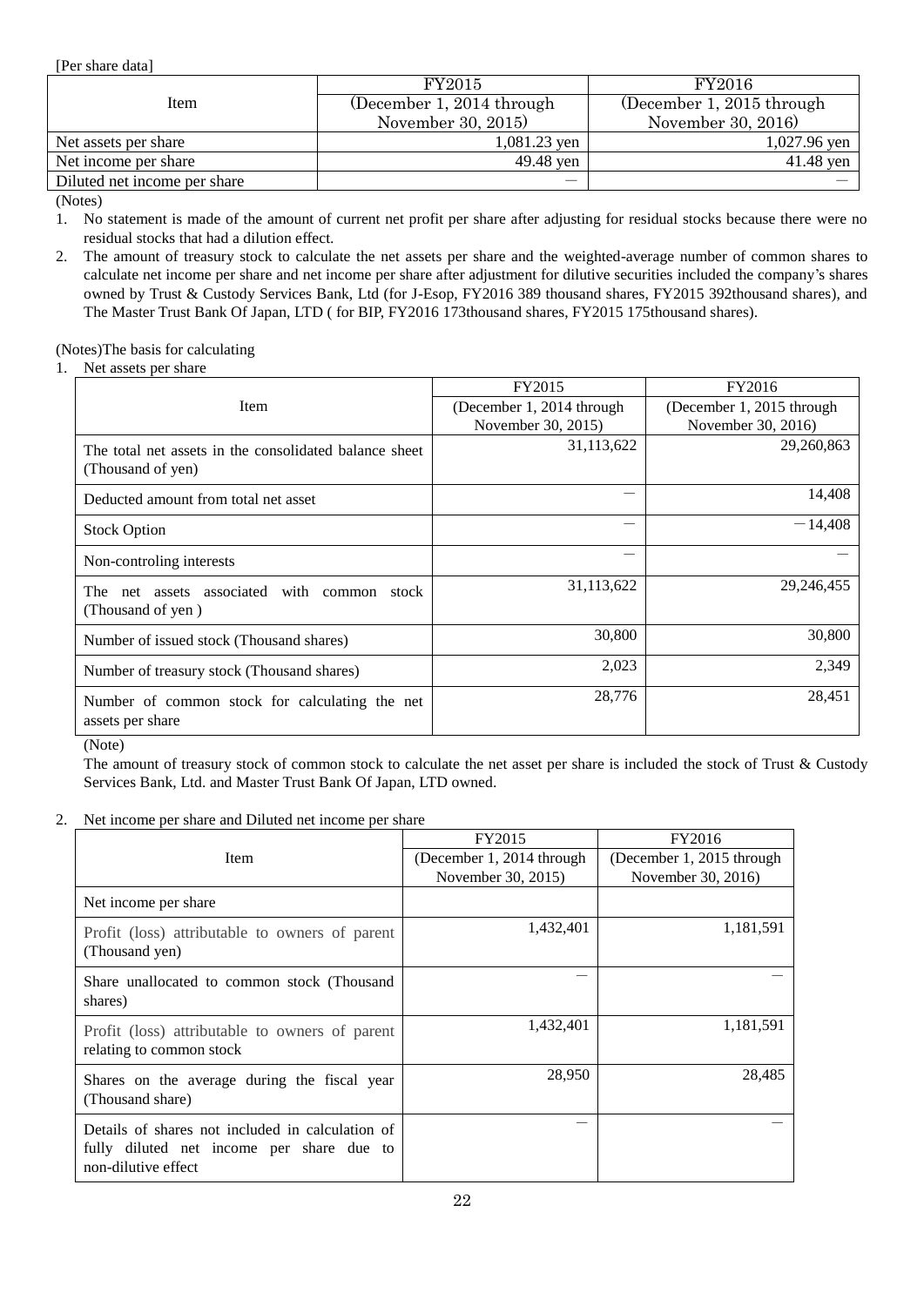[Per share data]

| Item | FY2015<br>(December 1, 2014 through November 30, 2015) | FY2016<br>(December 1, 2015 through November 30, 2016) |
|---|---|---|
| Net assets per share | 1,081.23 yen | 1,027.96 yen |
| Net income per share | 49.48 yen | 41.48 yen |
| Diluted net income per share | ― | ― |

(Notes)

1. No statement is made of the amount of current net profit per share after adjusting for residual stocks because there were no residual stocks that had a dilution effect.
2. The amount of treasury stock to calculate the net assets per share and the weighted-average number of common shares to calculate net income per share and net income per share after adjustment for dilutive securities included the company's shares owned by Trust & Custody Services Bank, Ltd (for J-Esop, FY2016 389 thousand shares, FY2015 392thousand shares), and The Master Trust Bank Of Japan, LTD ( for BIP, FY2016 173thousand shares, FY2015 175thousand shares).

(Notes)The basis for calculating

1. Net assets per share

| Item | FY2015<br>(December 1, 2014 through November 30, 2015) | FY2016<br>(December 1, 2015 through November 30, 2016) |
|---|---|---|
| The total net assets in the consolidated balance sheet (Thousand of yen) | 31,113,622 | 29,260,863 |
| Deducted amount from total net asset | ― | 14,408 |
| Stock Option | ― | －14,408 |
| Non-controling interests | ― | ― |
| The net assets associated with common stock (Thousand of yen ) | 31,113,622 | 29,246,455 |
| Number of issued stock (Thousand shares) | 30,800 | 30,800 |
| Number of treasury stock (Thousand shares) | 2,023 | 2,349 |
| Number of common stock for calculating the net assets per share | 28,776 | 28,451 |

(Note)

The amount of treasury stock of common stock to calculate the net asset per share is included the stock of Trust & Custody Services Bank, Ltd. and Master Trust Bank Of Japan, LTD owned.

2. Net income per share and Diluted net income per share

| Item | FY2015<br>(December 1, 2014 through November 30, 2015) | FY2016<br>(December 1, 2015 through November 30, 2016) |
|---|---|---|
| Net income per share | | |
| Profit (loss) attributable to owners of parent (Thousand yen) | 1,432,401 | 1,181,591 |
| Share unallocated to common stock (Thousand shares) | ― | ― |
| Profit (loss) attributable to owners of parent relating to common stock | 1,432,401 | 1,181,591 |
| Shares on the average during the fiscal year (Thousand share) | 28,950 | 28,485 |
| Details of shares not included in calculation of fully diluted net income per share due to non-dilutive effect | ― | ― |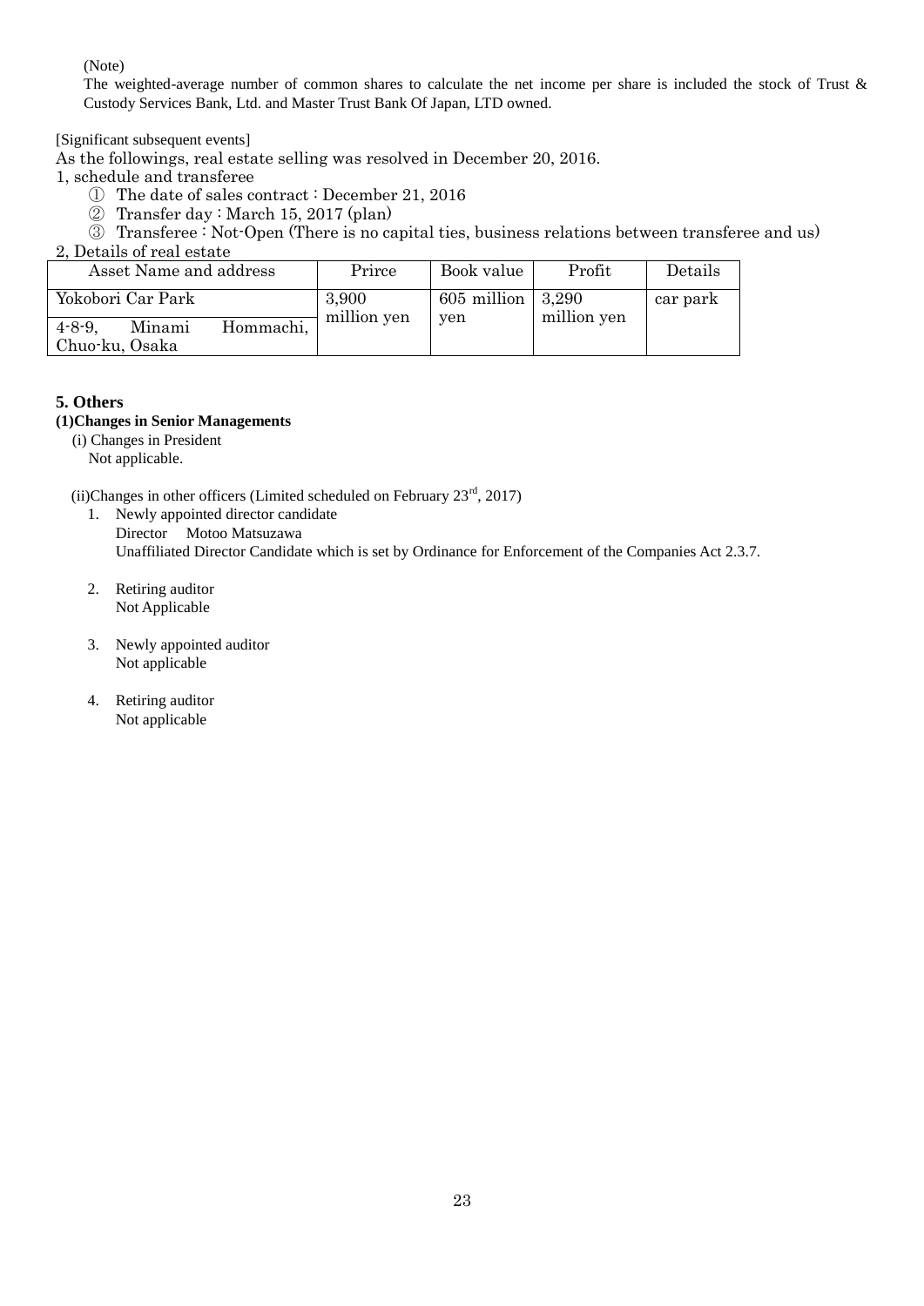(Note)

The weighted-average number of common shares to calculate the net income per share is included the stock of Trust & Custody Services Bank, Ltd. and Master Trust Bank Of Japan, LTD owned.

[Significant subsequent events]

As the followings, real estate selling was resolved in December 20, 2016.

1, schedule and transferee

① The date of sales contract : December 21, 2016

② Transfer day : March 15, 2017 (plan)

③ Transferee : Not-Open (There is no capital ties, business relations between transferee and us)

2, Details of real estate

| Asset Name and address | Prirce | Book value | Profit | Details |
|---|---|---|---|---|
| Yokobori Car Park<br>4-8-9, Minami Hommachi, Chuo-ku, Osaka | 3,900 million yen | 605 million yen | 3,290 million yen | car park |

## 5. Others

### (1)Changes in Senior Managements

(i) Changes in President

Not applicable.

(ii)Changes in other officers (Limited scheduled on February 23rd, 2017)

1. Newly appointed director candidate
   Director　Motoo Matsuzawa
   Unaffiliated Director Candidate which is set by Ordinance for Enforcement of the Companies Act 2.3.7.

2. Retiring auditor
   Not Applicable

3. Newly appointed auditor
   Not applicable

4. Retiring auditor
   Not applicable